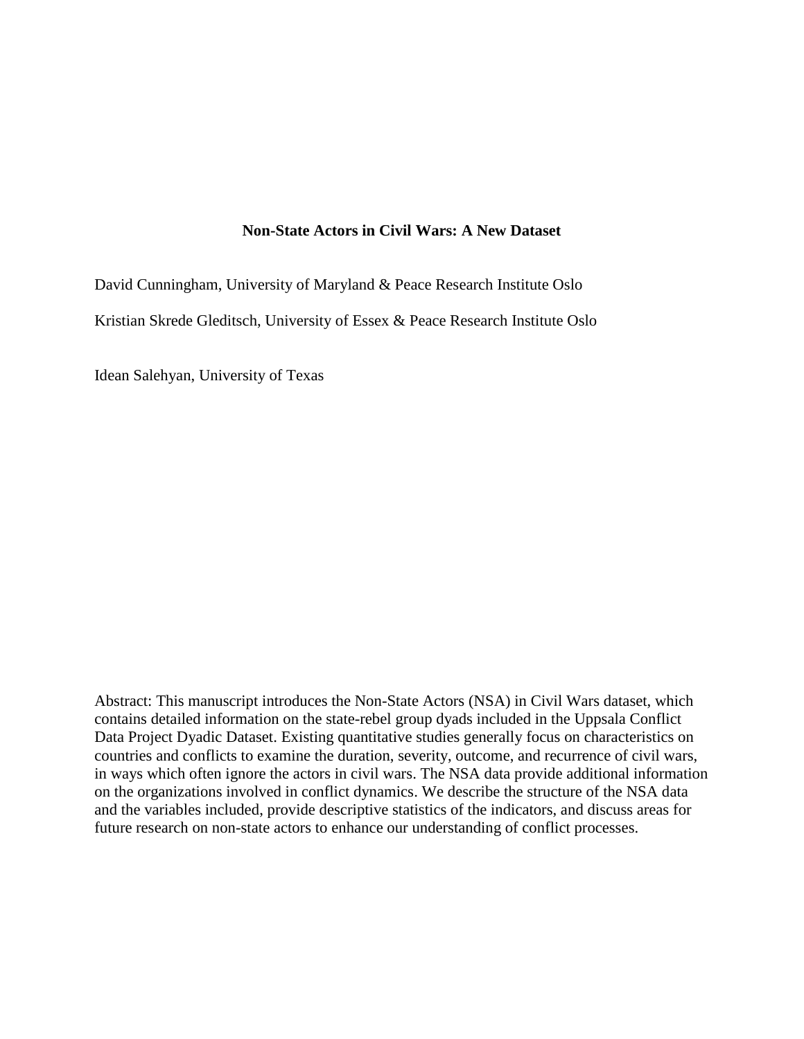# Non-State Actors in Civil Wars: A New Dataset

David Cunningham, University of Maryland & Peace Research Institute Oslo

Kristian Skrede Gleditsch, University of Essex & Peace Research Institute Oslo

Idean Salehyan, University of Texas

Abstract: This manuscript introduces the Non-State Actors (NSA) in Civil Wars dataset, which contains detailed information on the state-rebel group dyads included in the Uppsala Conflict Data Project Dyadic Dataset. Existing quantitative studies generally focus on characteristics on countries and conflicts to examine the duration, severity, outcome, and recurrence of civil wars, in ways which often ignore the actors in civil wars. The NSA data provide additional information on the organizations involved in conflict dynamics. We describe the structure of the NSA data and the variables included, provide descriptive statistics of the indicators, and discuss areas for future research on non-state actors to enhance our understanding of conflict processes.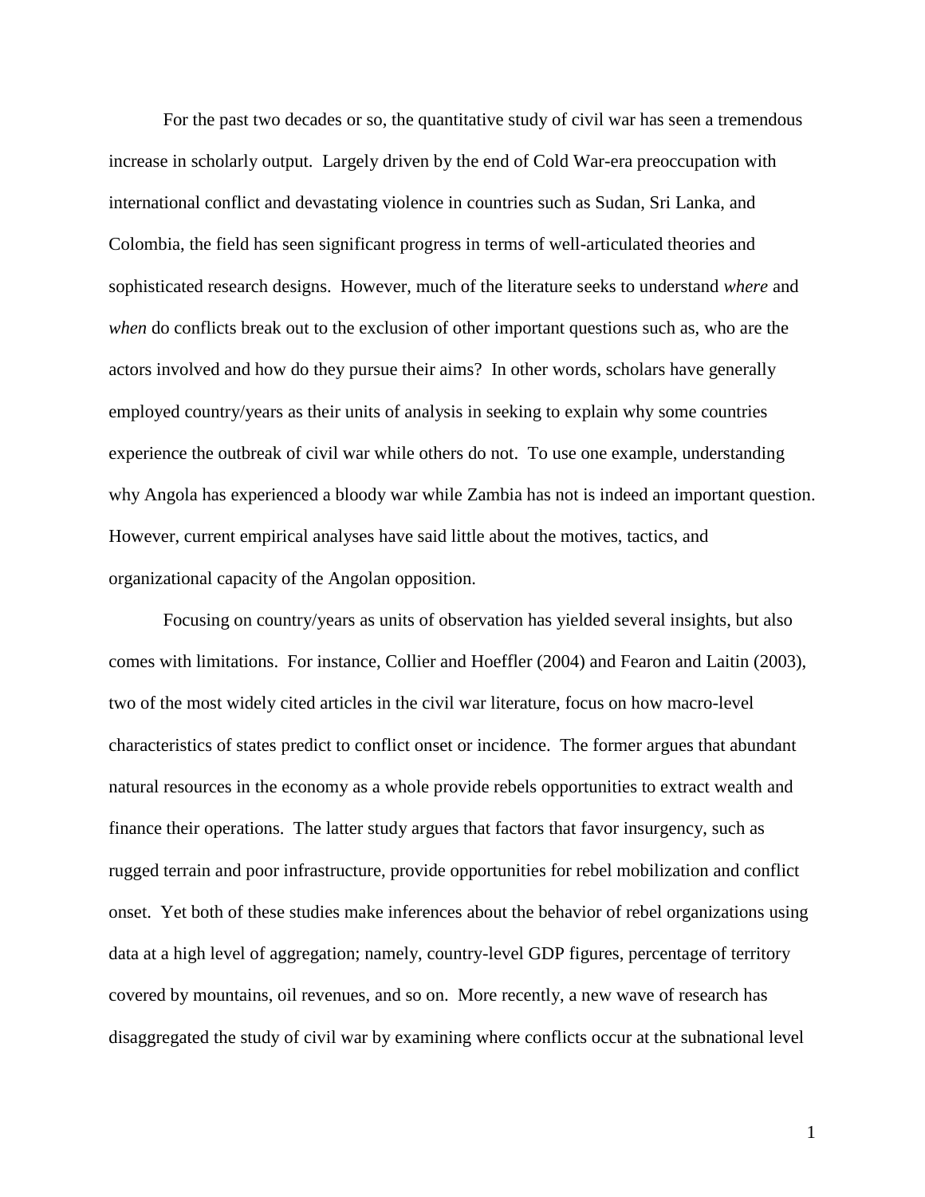For the past two decades or so, the quantitative study of civil war has seen a tremendous increase in scholarly output. Largely driven by the end of Cold War-era preoccupation with international conflict and devastating violence in countries such as Sudan, Sri Lanka, and Colombia, the field has seen significant progress in terms of well-articulated theories and sophisticated research designs. However, much of the literature seeks to understand *where* and *when* do conflicts break out to the exclusion of other important questions such as, who are the actors involved and how do they pursue their aims? In other words, scholars have generally employed country/years as their units of analysis in seeking to explain why some countries experience the outbreak of civil war while others do not. To use one example, understanding why Angola has experienced a bloody war while Zambia has not is indeed an important question. However, current empirical analyses have said little about the motives, tactics, and organizational capacity of the Angolan opposition.

Focusing on country/years as units of observation has yielded several insights, but also comes with limitations. For instance, Collier and Hoeffler (2004) and Fearon and Laitin (2003), two of the most widely cited articles in the civil war literature, focus on how macro-level characteristics of states predict to conflict onset or incidence. The former argues that abundant natural resources in the economy as a whole provide rebels opportunities to extract wealth and finance their operations. The latter study argues that factors that favor insurgency, such as rugged terrain and poor infrastructure, provide opportunities for rebel mobilization and conflict onset. Yet both of these studies make inferences about the behavior of rebel organizations using data at a high level of aggregation; namely, country-level GDP figures, percentage of territory covered by mountains, oil revenues, and so on. More recently, a new wave of research has disaggregated the study of civil war by examining where conflicts occur at the subnational level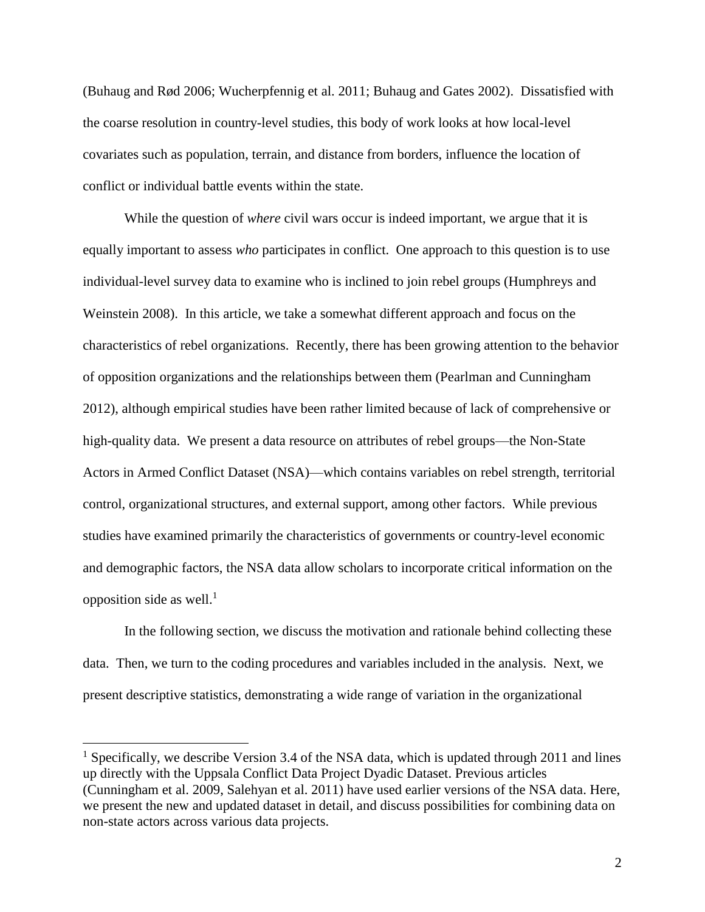(Buhaug and Rød 2006; Wucherpfennig et al. 2011; Buhaug and Gates 2002). Dissatisfied with the coarse resolution in country-level studies, this body of work looks at how local-level covariates such as population, terrain, and distance from borders, influence the location of conflict or individual battle events within the state.

While the question of *where* civil wars occur is indeed important, we argue that it is equally important to assess *who* participates in conflict. One approach to this question is to use individual-level survey data to examine who is inclined to join rebel groups (Humphreys and Weinstein 2008). In this article, we take a somewhat different approach and focus on the characteristics of rebel organizations. Recently, there has been growing attention to the behavior of opposition organizations and the relationships between them (Pearlman and Cunningham 2012), although empirical studies have been rather limited because of lack of comprehensive or high-quality data. We present a data resource on attributes of rebel groups—the Non-State Actors in Armed Conflict Dataset (NSA)—which contains variables on rebel strength, territorial control, organizational structures, and external support, among other factors. While previous studies have examined primarily the characteristics of governments or country-level economic and demographic factors, the NSA data allow scholars to incorporate critical information on the opposition side as well.[1]

In the following section, we discuss the motivation and rationale behind collecting these data. Then, we turn to the coding procedures and variables included in the analysis. Next, we present descriptive statistics, demonstrating a wide range of variation in the organizational

[1] Specifically, we describe Version 3.4 of the NSA data, which is updated through 2011 and lines up directly with the Uppsala Conflict Data Project Dyadic Dataset. Previous articles (Cunningham et al. 2009, Salehyan et al. 2011) have used earlier versions of the NSA data. Here, we present the new and updated dataset in detail, and discuss possibilities for combining data on non-state actors across various data projects.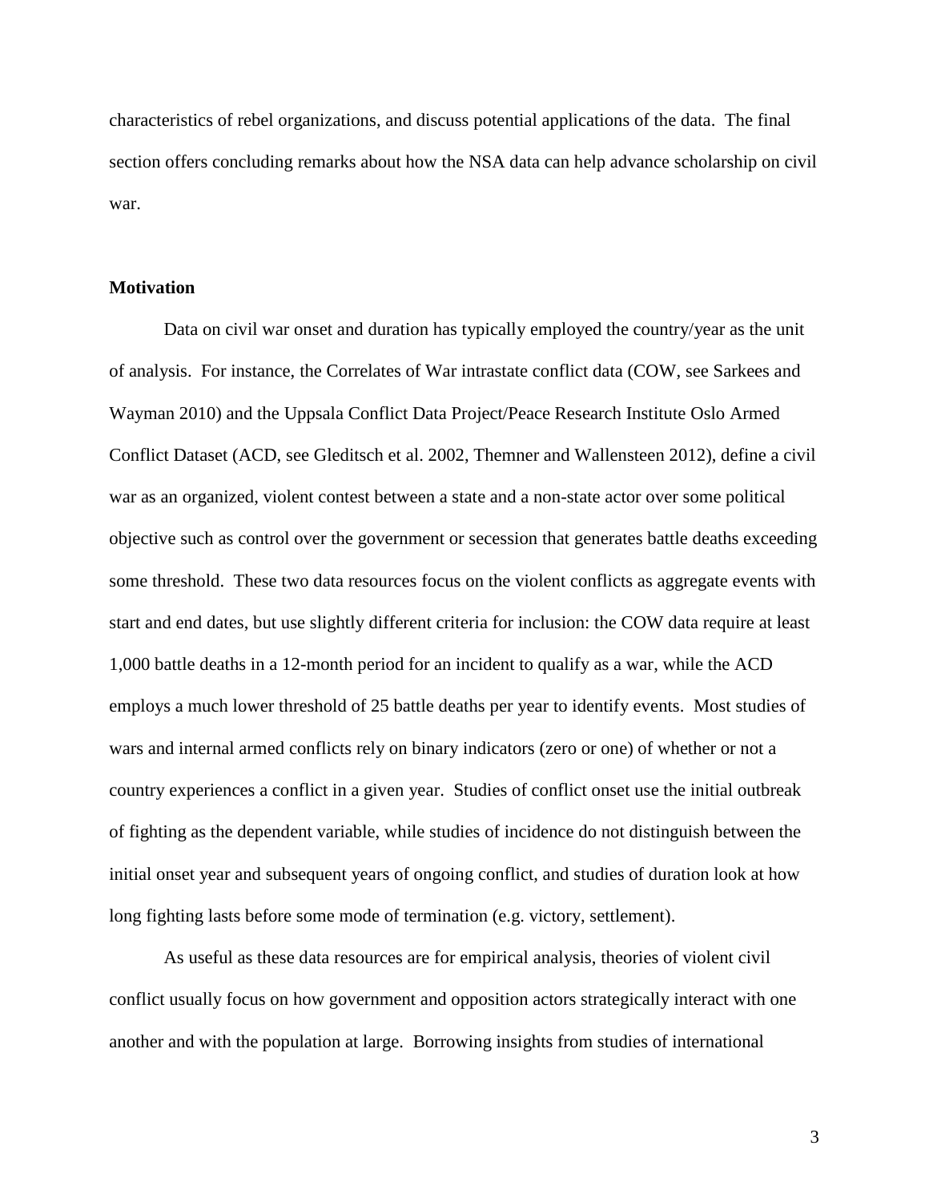characteristics of rebel organizations, and discuss potential applications of the data. The final section offers concluding remarks about how the NSA data can help advance scholarship on civil war.

### Motivation

Data on civil war onset and duration has typically employed the country/year as the unit of analysis. For instance, the Correlates of War intrastate conflict data (COW, see Sarkees and Wayman 2010) and the Uppsala Conflict Data Project/Peace Research Institute Oslo Armed Conflict Dataset (ACD, see Gleditsch et al. 2002, Themner and Wallensteen 2012), define a civil war as an organized, violent contest between a state and a non-state actor over some political objective such as control over the government or secession that generates battle deaths exceeding some threshold. These two data resources focus on the violent conflicts as aggregate events with start and end dates, but use slightly different criteria for inclusion: the COW data require at least 1,000 battle deaths in a 12-month period for an incident to qualify as a war, while the ACD employs a much lower threshold of 25 battle deaths per year to identify events. Most studies of wars and internal armed conflicts rely on binary indicators (zero or one) of whether or not a country experiences a conflict in a given year. Studies of conflict onset use the initial outbreak of fighting as the dependent variable, while studies of incidence do not distinguish between the initial onset year and subsequent years of ongoing conflict, and studies of duration look at how long fighting lasts before some mode of termination (e.g. victory, settlement).

As useful as these data resources are for empirical analysis, theories of violent civil conflict usually focus on how government and opposition actors strategically interact with one another and with the population at large. Borrowing insights from studies of international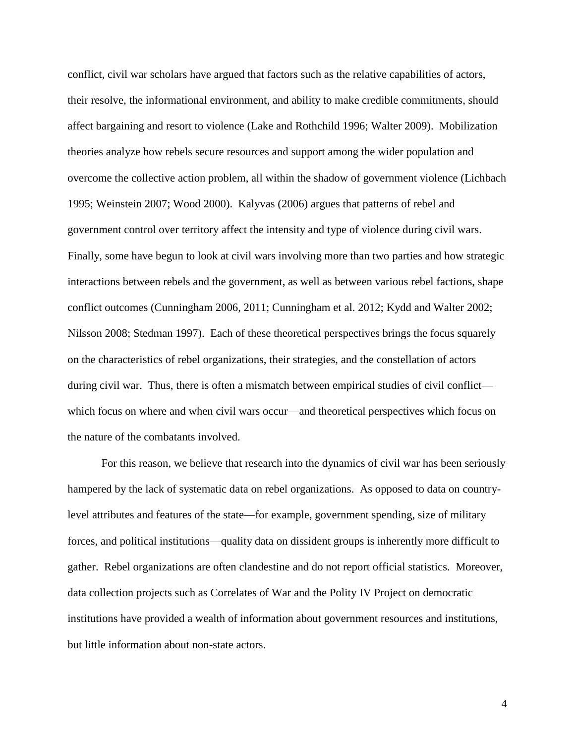conflict, civil war scholars have argued that factors such as the relative capabilities of actors, their resolve, the informational environment, and ability to make credible commitments, should affect bargaining and resort to violence (Lake and Rothchild 1996; Walter 2009). Mobilization theories analyze how rebels secure resources and support among the wider population and overcome the collective action problem, all within the shadow of government violence (Lichbach 1995; Weinstein 2007; Wood 2000). Kalyvas (2006) argues that patterns of rebel and government control over territory affect the intensity and type of violence during civil wars. Finally, some have begun to look at civil wars involving more than two parties and how strategic interactions between rebels and the government, as well as between various rebel factions, shape conflict outcomes (Cunningham 2006, 2011; Cunningham et al. 2012; Kydd and Walter 2002; Nilsson 2008; Stedman 1997). Each of these theoretical perspectives brings the focus squarely on the characteristics of rebel organizations, their strategies, and the constellation of actors during civil war. Thus, there is often a mismatch between empirical studies of civil conflict—which focus on where and when civil wars occur—and theoretical perspectives which focus on the nature of the combatants involved.

For this reason, we believe that research into the dynamics of civil war has been seriously hampered by the lack of systematic data on rebel organizations. As opposed to data on country-level attributes and features of the state—for example, government spending, size of military forces, and political institutions—quality data on dissident groups is inherently more difficult to gather. Rebel organizations are often clandestine and do not report official statistics. Moreover, data collection projects such as Correlates of War and the Polity IV Project on democratic institutions have provided a wealth of information about government resources and institutions, but little information about non-state actors.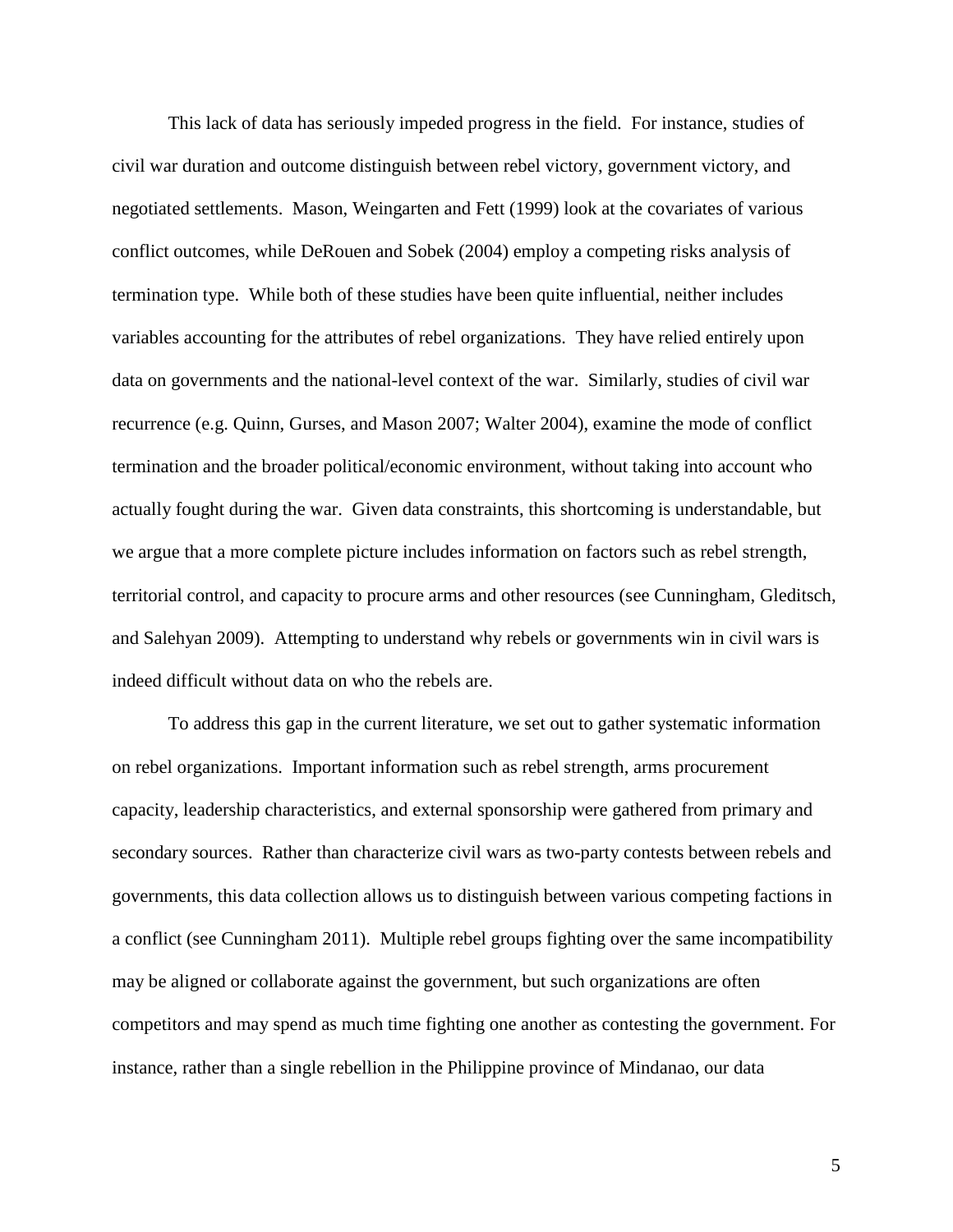This lack of data has seriously impeded progress in the field. For instance, studies of civil war duration and outcome distinguish between rebel victory, government victory, and negotiated settlements. Mason, Weingarten and Fett (1999) look at the covariates of various conflict outcomes, while DeRouen and Sobek (2004) employ a competing risks analysis of termination type. While both of these studies have been quite influential, neither includes variables accounting for the attributes of rebel organizations. They have relied entirely upon data on governments and the national-level context of the war. Similarly, studies of civil war recurrence (e.g. Quinn, Gurses, and Mason 2007; Walter 2004), examine the mode of conflict termination and the broader political/economic environment, without taking into account who actually fought during the war. Given data constraints, this shortcoming is understandable, but we argue that a more complete picture includes information on factors such as rebel strength, territorial control, and capacity to procure arms and other resources (see Cunningham, Gleditsch, and Salehyan 2009). Attempting to understand why rebels or governments win in civil wars is indeed difficult without data on who the rebels are.

To address this gap in the current literature, we set out to gather systematic information on rebel organizations. Important information such as rebel strength, arms procurement capacity, leadership characteristics, and external sponsorship were gathered from primary and secondary sources. Rather than characterize civil wars as two-party contests between rebels and governments, this data collection allows us to distinguish between various competing factions in a conflict (see Cunningham 2011). Multiple rebel groups fighting over the same incompatibility may be aligned or collaborate against the government, but such organizations are often competitors and may spend as much time fighting one another as contesting the government. For instance, rather than a single rebellion in the Philippine province of Mindanao, our data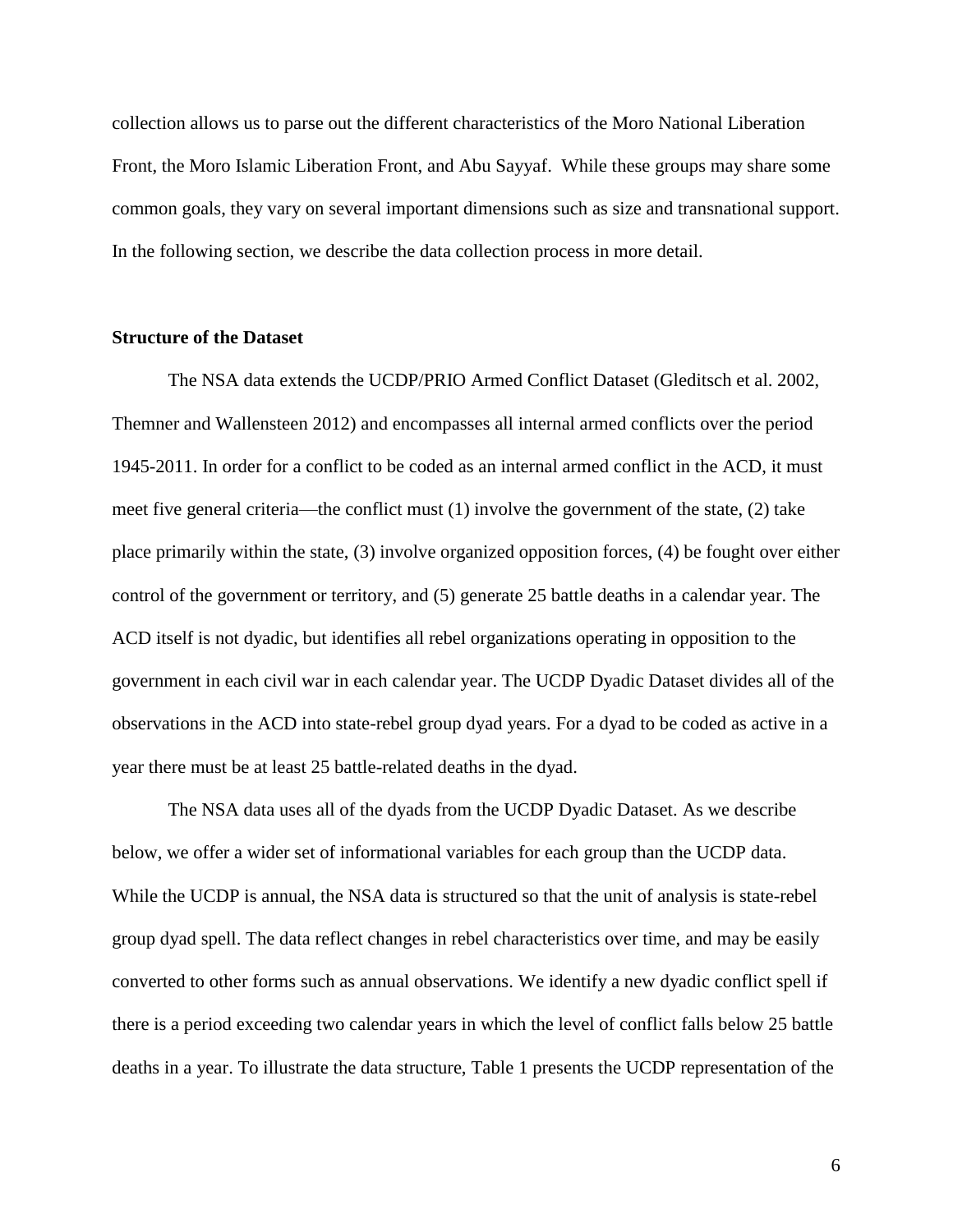collection allows us to parse out the different characteristics of the Moro National Liberation Front, the Moro Islamic Liberation Front, and Abu Sayyaf. While these groups may share some common goals, they vary on several important dimensions such as size and transnational support. In the following section, we describe the data collection process in more detail.

## Structure of the Dataset

The NSA data extends the UCDP/PRIO Armed Conflict Dataset (Gleditsch et al. 2002, Themner and Wallensteen 2012) and encompasses all internal armed conflicts over the period 1945-2011. In order for a conflict to be coded as an internal armed conflict in the ACD, it must meet five general criteria—the conflict must (1) involve the government of the state, (2) take place primarily within the state, (3) involve organized opposition forces, (4) be fought over either control of the government or territory, and (5) generate 25 battle deaths in a calendar year. The ACD itself is not dyadic, but identifies all rebel organizations operating in opposition to the government in each civil war in each calendar year. The UCDP Dyadic Dataset divides all of the observations in the ACD into state-rebel group dyad years. For a dyad to be coded as active in a year there must be at least 25 battle-related deaths in the dyad.

The NSA data uses all of the dyads from the UCDP Dyadic Dataset. As we describe below, we offer a wider set of informational variables for each group than the UCDP data. While the UCDP is annual, the NSA data is structured so that the unit of analysis is state-rebel group dyad spell. The data reflect changes in rebel characteristics over time, and may be easily converted to other forms such as annual observations. We identify a new dyadic conflict spell if there is a period exceeding two calendar years in which the level of conflict falls below 25 battle deaths in a year. To illustrate the data structure, Table 1 presents the UCDP representation of the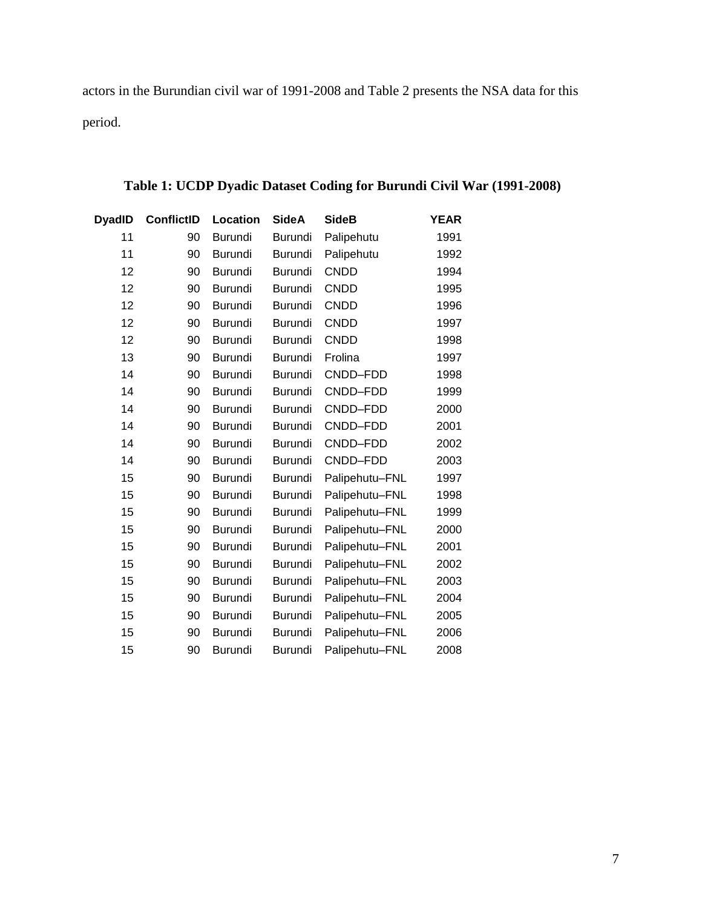actors in the Burundian civil war of 1991-2008 and Table 2 presents the NSA data for this period.

**Table 1: UCDP Dyadic Dataset Coding for Burundi Civil War (1991-2008)**

| DyadID | ConflictID | Location | SideA | SideB | YEAR |
|---|---|---|---|---|---|
| 11 | 90 | Burundi | Burundi | Palipehutu | 1991 |
| 11 | 90 | Burundi | Burundi | Palipehutu | 1992 |
| 12 | 90 | Burundi | Burundi | CNDD | 1994 |
| 12 | 90 | Burundi | Burundi | CNDD | 1995 |
| 12 | 90 | Burundi | Burundi | CNDD | 1996 |
| 12 | 90 | Burundi | Burundi | CNDD | 1997 |
| 12 | 90 | Burundi | Burundi | CNDD | 1998 |
| 13 | 90 | Burundi | Burundi | Frolina | 1997 |
| 14 | 90 | Burundi | Burundi | CNDD–FDD | 1998 |
| 14 | 90 | Burundi | Burundi | CNDD–FDD | 1999 |
| 14 | 90 | Burundi | Burundi | CNDD–FDD | 2000 |
| 14 | 90 | Burundi | Burundi | CNDD–FDD | 2001 |
| 14 | 90 | Burundi | Burundi | CNDD–FDD | 2002 |
| 14 | 90 | Burundi | Burundi | CNDD–FDD | 2003 |
| 15 | 90 | Burundi | Burundi | Palipehutu–FNL | 1997 |
| 15 | 90 | Burundi | Burundi | Palipehutu–FNL | 1998 |
| 15 | 90 | Burundi | Burundi | Palipehutu–FNL | 1999 |
| 15 | 90 | Burundi | Burundi | Palipehutu–FNL | 2000 |
| 15 | 90 | Burundi | Burundi | Palipehutu–FNL | 2001 |
| 15 | 90 | Burundi | Burundi | Palipehutu–FNL | 2002 |
| 15 | 90 | Burundi | Burundi | Palipehutu–FNL | 2003 |
| 15 | 90 | Burundi | Burundi | Palipehutu–FNL | 2004 |
| 15 | 90 | Burundi | Burundi | Palipehutu–FNL | 2005 |
| 15 | 90 | Burundi | Burundi | Palipehutu–FNL | 2006 |
| 15 | 90 | Burundi | Burundi | Palipehutu–FNL | 2008 |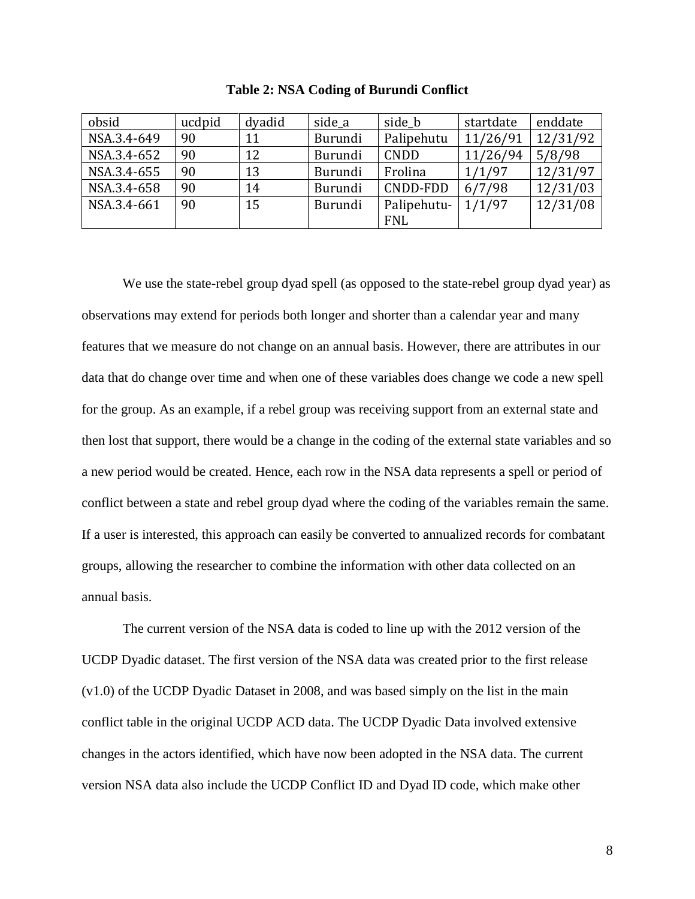**Table 2: NSA Coding of Burundi Conflict**

| obsid | ucdpid | dyadid | side_a | side_b | startdate | enddate |
|---|---|---|---|---|---|---|
| NSA.3.4-649 | 90 | 11 | Burundi | Palipehutu | 11/26/91 | 12/31/92 |
| NSA.3.4-652 | 90 | 12 | Burundi | CNDD | 11/26/94 | 5/8/98 |
| NSA.3.4-655 | 90 | 13 | Burundi | Frolina | 1/1/97 | 12/31/97 |
| NSA.3.4-658 | 90 | 14 | Burundi | CNDD-FDD | 6/7/98 | 12/31/03 |
| NSA.3.4-661 | 90 | 15 | Burundi | Palipehutu-FNL | 1/1/97 | 12/31/08 |

We use the state-rebel group dyad spell (as opposed to the state-rebel group dyad year) as observations may extend for periods both longer and shorter than a calendar year and many features that we measure do not change on an annual basis. However, there are attributes in our data that do change over time and when one of these variables does change we code a new spell for the group. As an example, if a rebel group was receiving support from an external state and then lost that support, there would be a change in the coding of the external state variables and so a new period would be created. Hence, each row in the NSA data represents a spell or period of conflict between a state and rebel group dyad where the coding of the variables remain the same. If a user is interested, this approach can easily be converted to annualized records for combatant groups, allowing the researcher to combine the information with other data collected on an annual basis.

The current version of the NSA data is coded to line up with the 2012 version of the UCDP Dyadic dataset. The first version of the NSA data was created prior to the first release (v1.0) of the UCDP Dyadic Dataset in 2008, and was based simply on the list in the main conflict table in the original UCDP ACD data. The UCDP Dyadic Data involved extensive changes in the actors identified, which have now been adopted in the NSA data. The current version NSA data also include the UCDP Conflict ID and Dyad ID code, which make other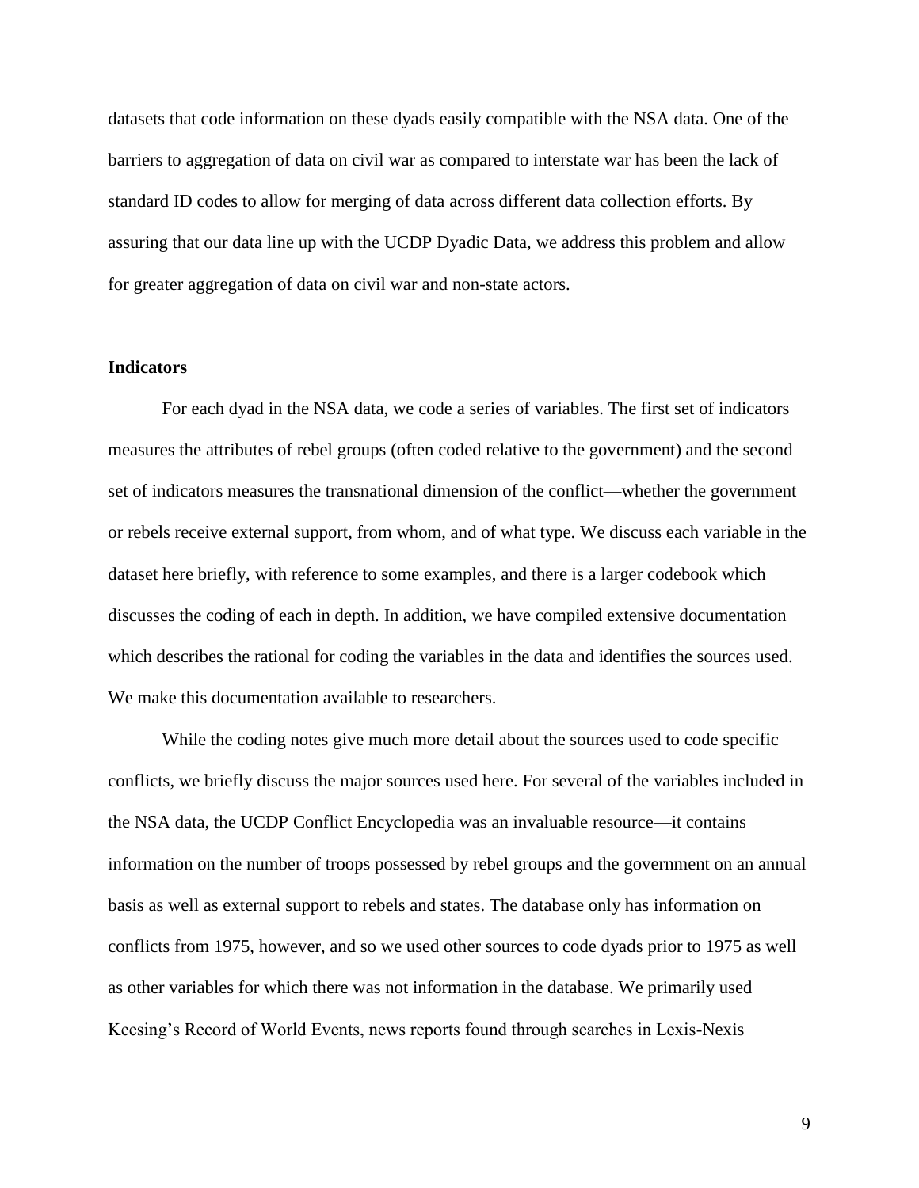datasets that code information on these dyads easily compatible with the NSA data. One of the barriers to aggregation of data on civil war as compared to interstate war has been the lack of standard ID codes to allow for merging of data across different data collection efforts. By assuring that our data line up with the UCDP Dyadic Data, we address this problem and allow for greater aggregation of data on civil war and non-state actors.

**Indicators**

For each dyad in the NSA data, we code a series of variables. The first set of indicators measures the attributes of rebel groups (often coded relative to the government) and the second set of indicators measures the transnational dimension of the conflict—whether the government or rebels receive external support, from whom, and of what type. We discuss each variable in the dataset here briefly, with reference to some examples, and there is a larger codebook which discusses the coding of each in depth. In addition, we have compiled extensive documentation which describes the rational for coding the variables in the data and identifies the sources used. We make this documentation available to researchers.

While the coding notes give much more detail about the sources used to code specific conflicts, we briefly discuss the major sources used here. For several of the variables included in the NSA data, the UCDP Conflict Encyclopedia was an invaluable resource—it contains information on the number of troops possessed by rebel groups and the government on an annual basis as well as external support to rebels and states. The database only has information on conflicts from 1975, however, and so we used other sources to code dyads prior to 1975 as well as other variables for which there was not information in the database. We primarily used Keesing's Record of World Events, news reports found through searches in Lexis-Nexis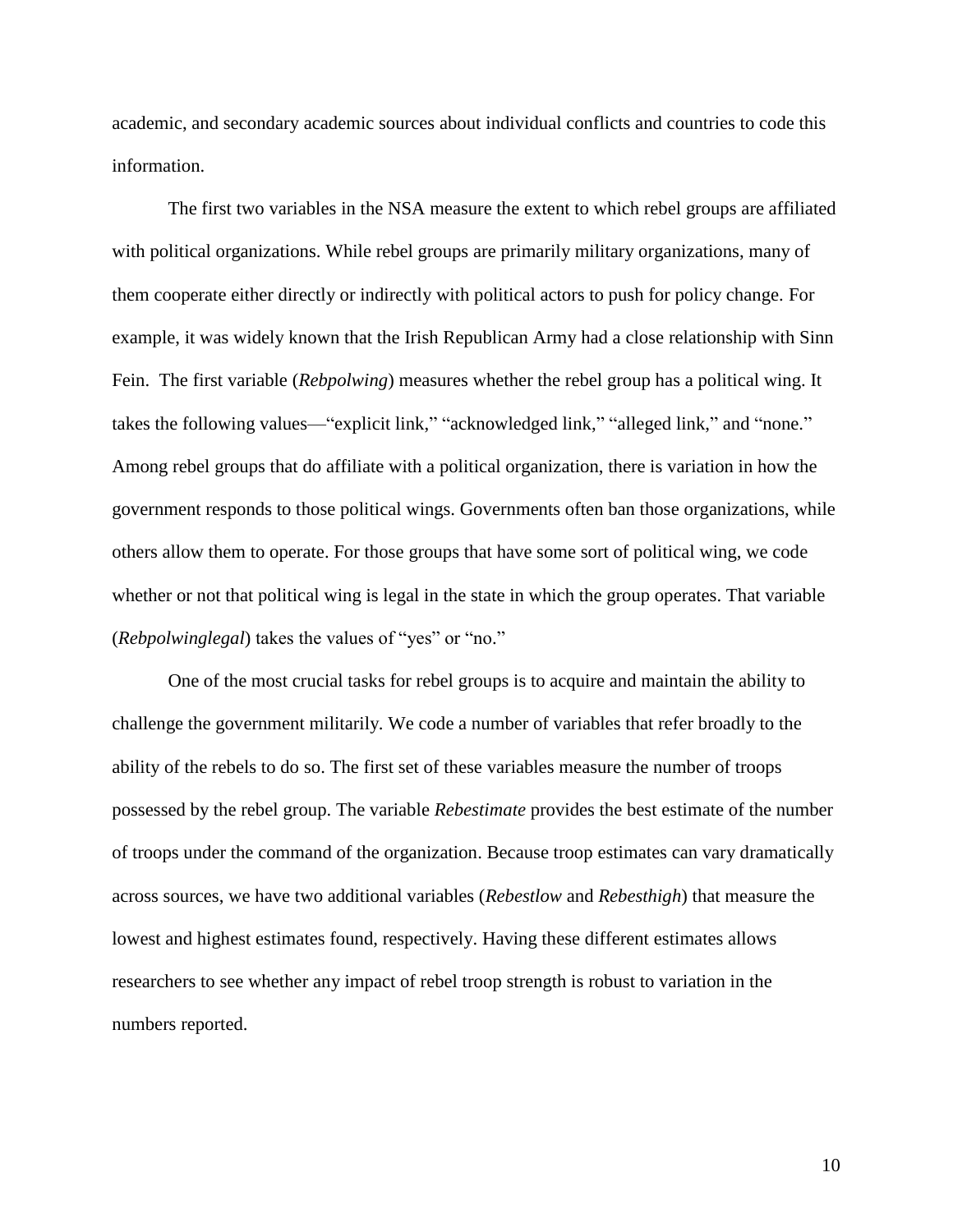academic, and secondary academic sources about individual conflicts and countries to code this information.

The first two variables in the NSA measure the extent to which rebel groups are affiliated with political organizations. While rebel groups are primarily military organizations, many of them cooperate either directly or indirectly with political actors to push for policy change. For example, it was widely known that the Irish Republican Army had a close relationship with Sinn Fein. The first variable (*Rebpolwing*) measures whether the rebel group has a political wing. It takes the following values—"explicit link," "acknowledged link," "alleged link," and "none." Among rebel groups that do affiliate with a political organization, there is variation in how the government responds to those political wings. Governments often ban those organizations, while others allow them to operate. For those groups that have some sort of political wing, we code whether or not that political wing is legal in the state in which the group operates. That variable (*Rebpolwinglegal*) takes the values of "yes" or "no."

One of the most crucial tasks for rebel groups is to acquire and maintain the ability to challenge the government militarily. We code a number of variables that refer broadly to the ability of the rebels to do so. The first set of these variables measure the number of troops possessed by the rebel group. The variable *Rebestimate* provides the best estimate of the number of troops under the command of the organization. Because troop estimates can vary dramatically across sources, we have two additional variables (*Rebestlow* and *Rebesthigh*) that measure the lowest and highest estimates found, respectively. Having these different estimates allows researchers to see whether any impact of rebel troop strength is robust to variation in the numbers reported.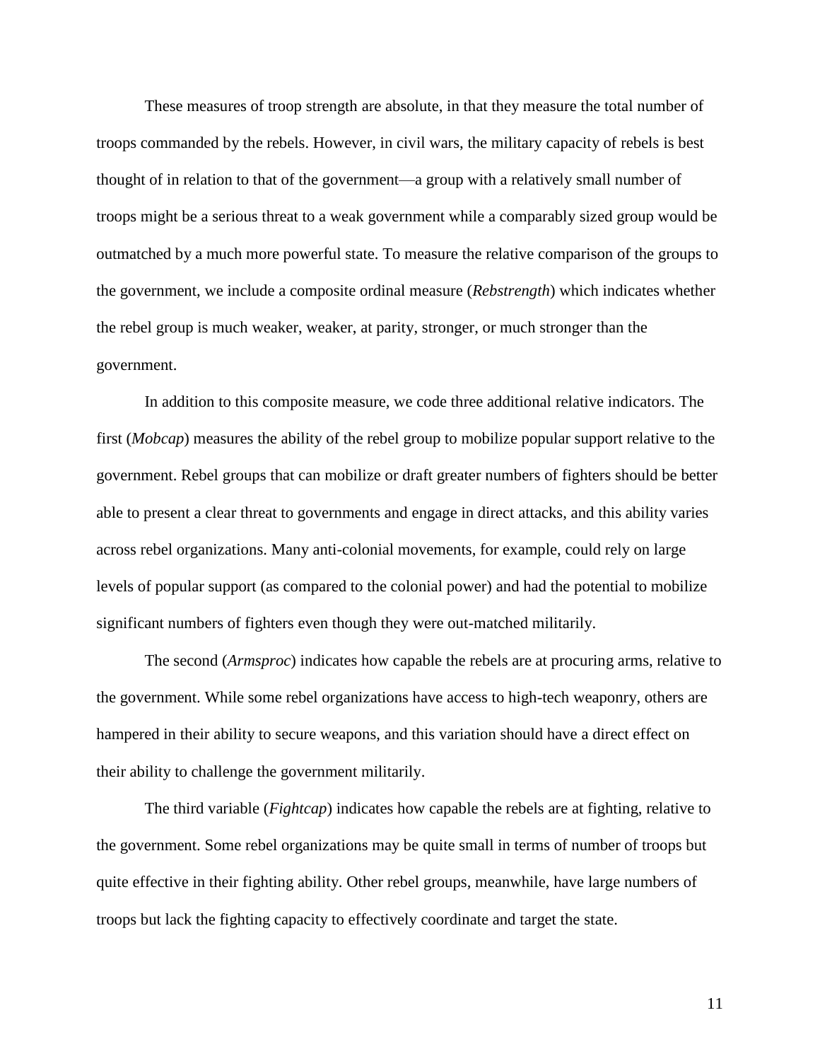These measures of troop strength are absolute, in that they measure the total number of troops commanded by the rebels. However, in civil wars, the military capacity of rebels is best thought of in relation to that of the government—a group with a relatively small number of troops might be a serious threat to a weak government while a comparably sized group would be outmatched by a much more powerful state. To measure the relative comparison of the groups to the government, we include a composite ordinal measure (*Rebstrength*) which indicates whether the rebel group is much weaker, weaker, at parity, stronger, or much stronger than the government.

In addition to this composite measure, we code three additional relative indicators. The first (*Mobcap*) measures the ability of the rebel group to mobilize popular support relative to the government. Rebel groups that can mobilize or draft greater numbers of fighters should be better able to present a clear threat to governments and engage in direct attacks, and this ability varies across rebel organizations. Many anti-colonial movements, for example, could rely on large levels of popular support (as compared to the colonial power) and had the potential to mobilize significant numbers of fighters even though they were out-matched militarily.

The second (*Armsproc*) indicates how capable the rebels are at procuring arms, relative to the government. While some rebel organizations have access to high-tech weaponry, others are hampered in their ability to secure weapons, and this variation should have a direct effect on their ability to challenge the government militarily.

The third variable (*Fightcap*) indicates how capable the rebels are at fighting, relative to the government. Some rebel organizations may be quite small in terms of number of troops but quite effective in their fighting ability. Other rebel groups, meanwhile, have large numbers of troops but lack the fighting capacity to effectively coordinate and target the state.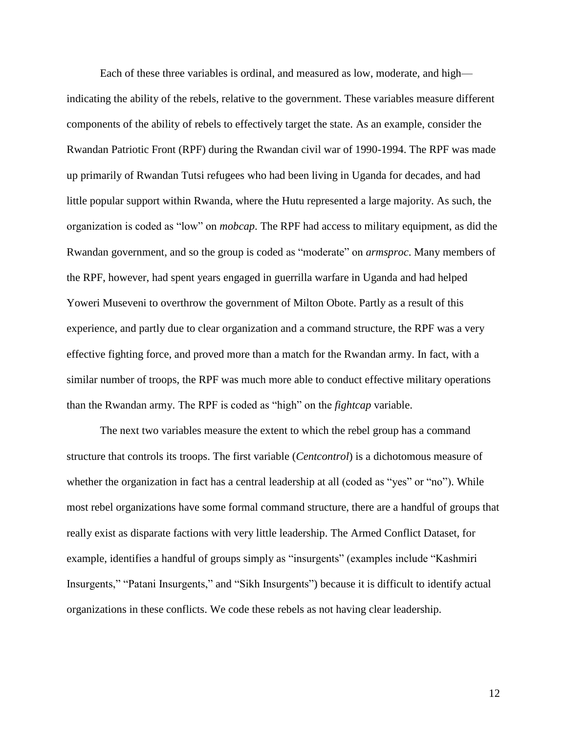Each of these three variables is ordinal, and measured as low, moderate, and high—indicating the ability of the rebels, relative to the government. These variables measure different components of the ability of rebels to effectively target the state. As an example, consider the Rwandan Patriotic Front (RPF) during the Rwandan civil war of 1990-1994. The RPF was made up primarily of Rwandan Tutsi refugees who had been living in Uganda for decades, and had little popular support within Rwanda, where the Hutu represented a large majority. As such, the organization is coded as "low" on *mobcap*. The RPF had access to military equipment, as did the Rwandan government, and so the group is coded as "moderate" on *armsproc*. Many members of the RPF, however, had spent years engaged in guerrilla warfare in Uganda and had helped Yoweri Museveni to overthrow the government of Milton Obote. Partly as a result of this experience, and partly due to clear organization and a command structure, the RPF was a very effective fighting force, and proved more than a match for the Rwandan army. In fact, with a similar number of troops, the RPF was much more able to conduct effective military operations than the Rwandan army. The RPF is coded as "high" on the *fightcap* variable.

The next two variables measure the extent to which the rebel group has a command structure that controls its troops. The first variable (*Centcontrol*) is a dichotomous measure of whether the organization in fact has a central leadership at all (coded as "yes" or "no"). While most rebel organizations have some formal command structure, there are a handful of groups that really exist as disparate factions with very little leadership. The Armed Conflict Dataset, for example, identifies a handful of groups simply as "insurgents" (examples include "Kashmiri Insurgents," "Patani Insurgents," and "Sikh Insurgents") because it is difficult to identify actual organizations in these conflicts. We code these rebels as not having clear leadership.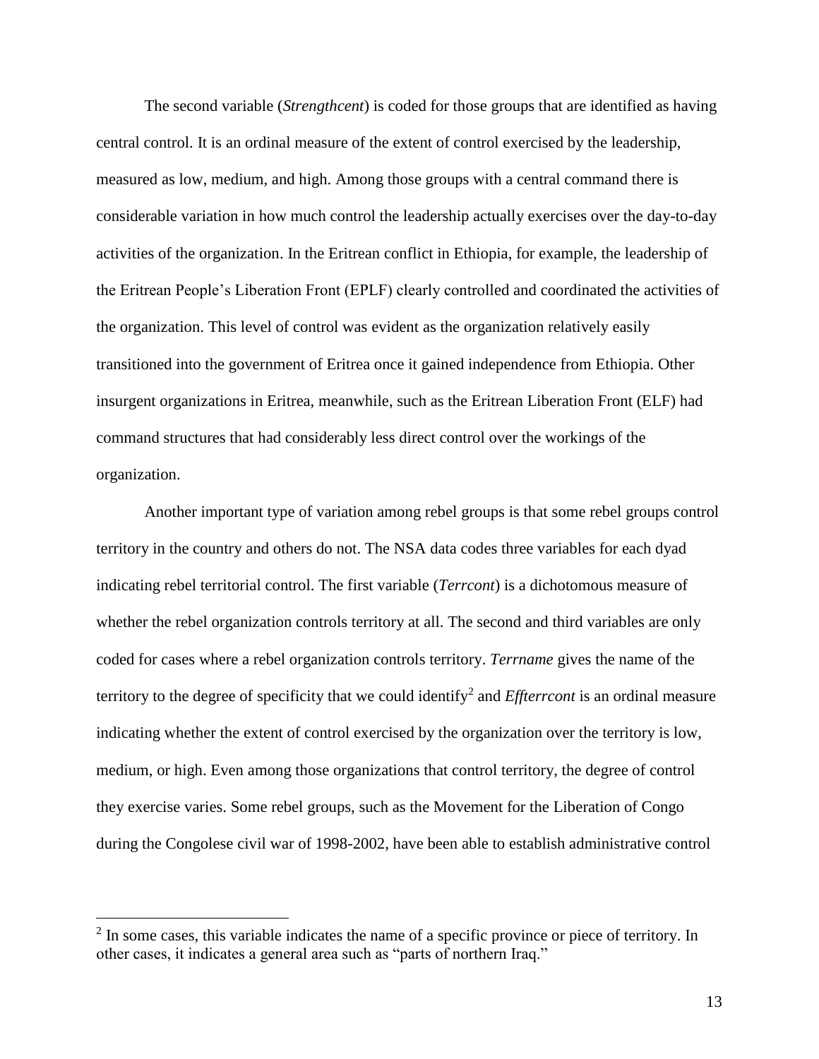The second variable (*Strengthcent*) is coded for those groups that are identified as having central control. It is an ordinal measure of the extent of control exercised by the leadership, measured as low, medium, and high. Among those groups with a central command there is considerable variation in how much control the leadership actually exercises over the day-to-day activities of the organization. In the Eritrean conflict in Ethiopia, for example, the leadership of the Eritrean People's Liberation Front (EPLF) clearly controlled and coordinated the activities of the organization. This level of control was evident as the organization relatively easily transitioned into the government of Eritrea once it gained independence from Ethiopia. Other insurgent organizations in Eritrea, meanwhile, such as the Eritrean Liberation Front (ELF) had command structures that had considerably less direct control over the workings of the organization.

Another important type of variation among rebel groups is that some rebel groups control territory in the country and others do not. The NSA data codes three variables for each dyad indicating rebel territorial control. The first variable (*Terrcont*) is a dichotomous measure of whether the rebel organization controls territory at all. The second and third variables are only coded for cases where a rebel organization controls territory. *Terrname* gives the name of the territory to the degree of specificity that we could identify[2] and *Éffterrcont* is an ordinal measure indicating whether the extent of control exercised by the organization over the territory is low, medium, or high. Even among those organizations that control territory, the degree of control they exercise varies. Some rebel groups, such as the Movement for the Liberation of Congo during the Congolese civil war of 1998-2002, have been able to establish administrative control

[2] In some cases, this variable indicates the name of a specific province or piece of territory. In other cases, it indicates a general area such as "parts of northern Iraq."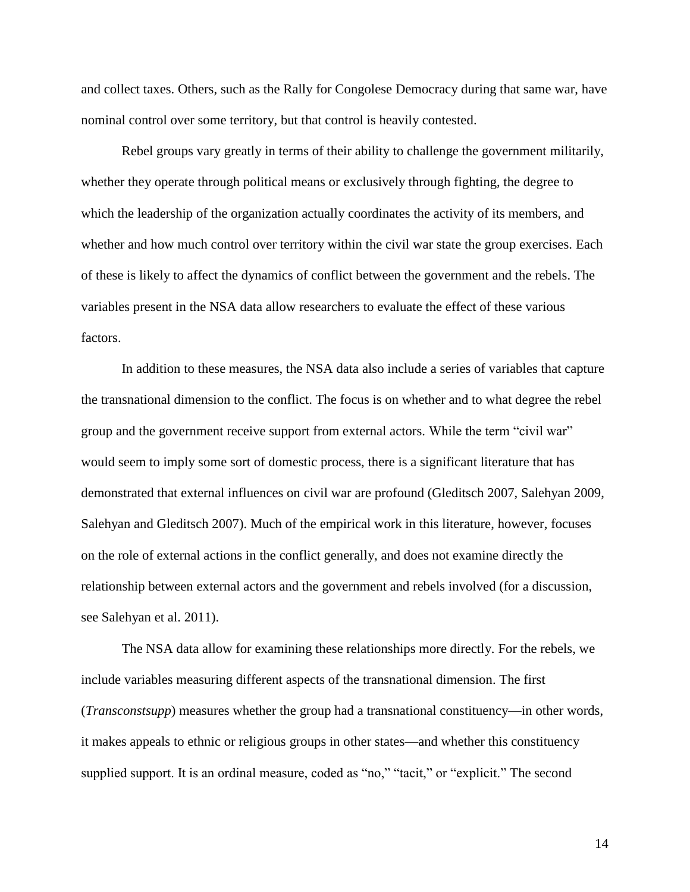and collect taxes. Others, such as the Rally for Congolese Democracy during that same war, have nominal control over some territory, but that control is heavily contested.

Rebel groups vary greatly in terms of their ability to challenge the government militarily, whether they operate through political means or exclusively through fighting, the degree to which the leadership of the organization actually coordinates the activity of its members, and whether and how much control over territory within the civil war state the group exercises. Each of these is likely to affect the dynamics of conflict between the government and the rebels. The variables present in the NSA data allow researchers to evaluate the effect of these various factors.

In addition to these measures, the NSA data also include a series of variables that capture the transnational dimension to the conflict. The focus is on whether and to what degree the rebel group and the government receive support from external actors. While the term "civil war" would seem to imply some sort of domestic process, there is a significant literature that has demonstrated that external influences on civil war are profound (Gleditsch 2007, Salehyan 2009, Salehyan and Gleditsch 2007). Much of the empirical work in this literature, however, focuses on the role of external actions in the conflict generally, and does not examine directly the relationship between external actors and the government and rebels involved (for a discussion, see Salehyan et al. 2011).

The NSA data allow for examining these relationships more directly. For the rebels, we include variables measuring different aspects of the transnational dimension. The first (*Transconstsupp*) measures whether the group had a transnational constituency—in other words, it makes appeals to ethnic or religious groups in other states—and whether this constituency supplied support. It is an ordinal measure, coded as "no," "tacit," or "explicit." The second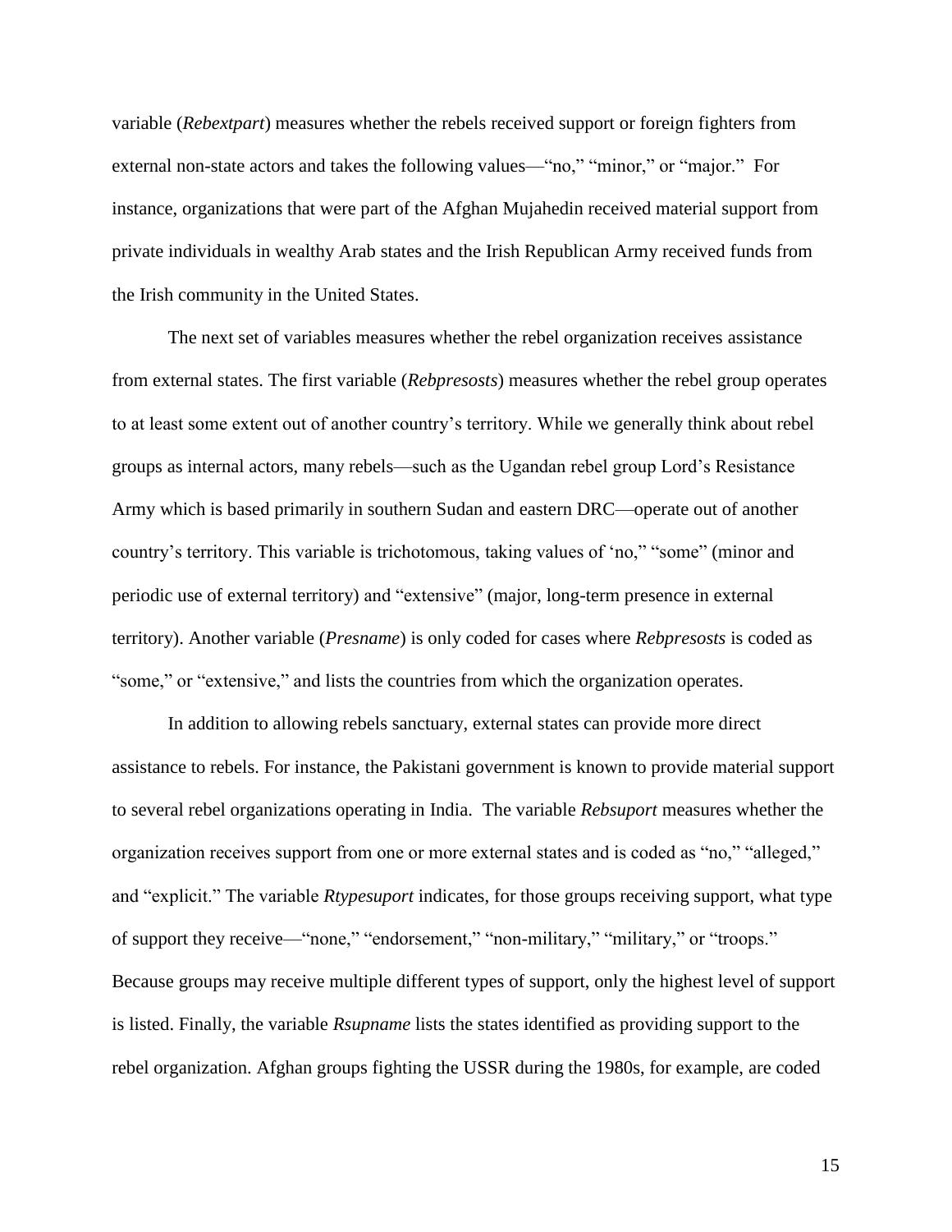variable (*Rebextpart*) measures whether the rebels received support or foreign fighters from external non-state actors and takes the following values—"no," "minor," or "major." For instance, organizations that were part of the Afghan Mujahedin received material support from private individuals in wealthy Arab states and the Irish Republican Army received funds from the Irish community in the United States.

The next set of variables measures whether the rebel organization receives assistance from external states. The first variable (*Rebpresosts*) measures whether the rebel group operates to at least some extent out of another country's territory. While we generally think about rebel groups as internal actors, many rebels—such as the Ugandan rebel group Lord's Resistance Army which is based primarily in southern Sudan and eastern DRC—operate out of another country's territory. This variable is trichotomous, taking values of 'no," "some" (minor and periodic use of external territory) and "extensive" (major, long-term presence in external territory). Another variable (*Presname*) is only coded for cases where *Rebpresosts* is coded as "some," or "extensive," and lists the countries from which the organization operates.

In addition to allowing rebels sanctuary, external states can provide more direct assistance to rebels. For instance, the Pakistani government is known to provide material support to several rebel organizations operating in India. The variable *Rebsuport* measures whether the organization receives support from one or more external states and is coded as "no," "alleged," and "explicit." The variable *Rtypesuport* indicates, for those groups receiving support, what type of support they receive—"none," "endorsement," "non-military," "military," or "troops." Because groups may receive multiple different types of support, only the highest level of support is listed. Finally, the variable *Rsupname* lists the states identified as providing support to the rebel organization. Afghan groups fighting the USSR during the 1980s, for example, are coded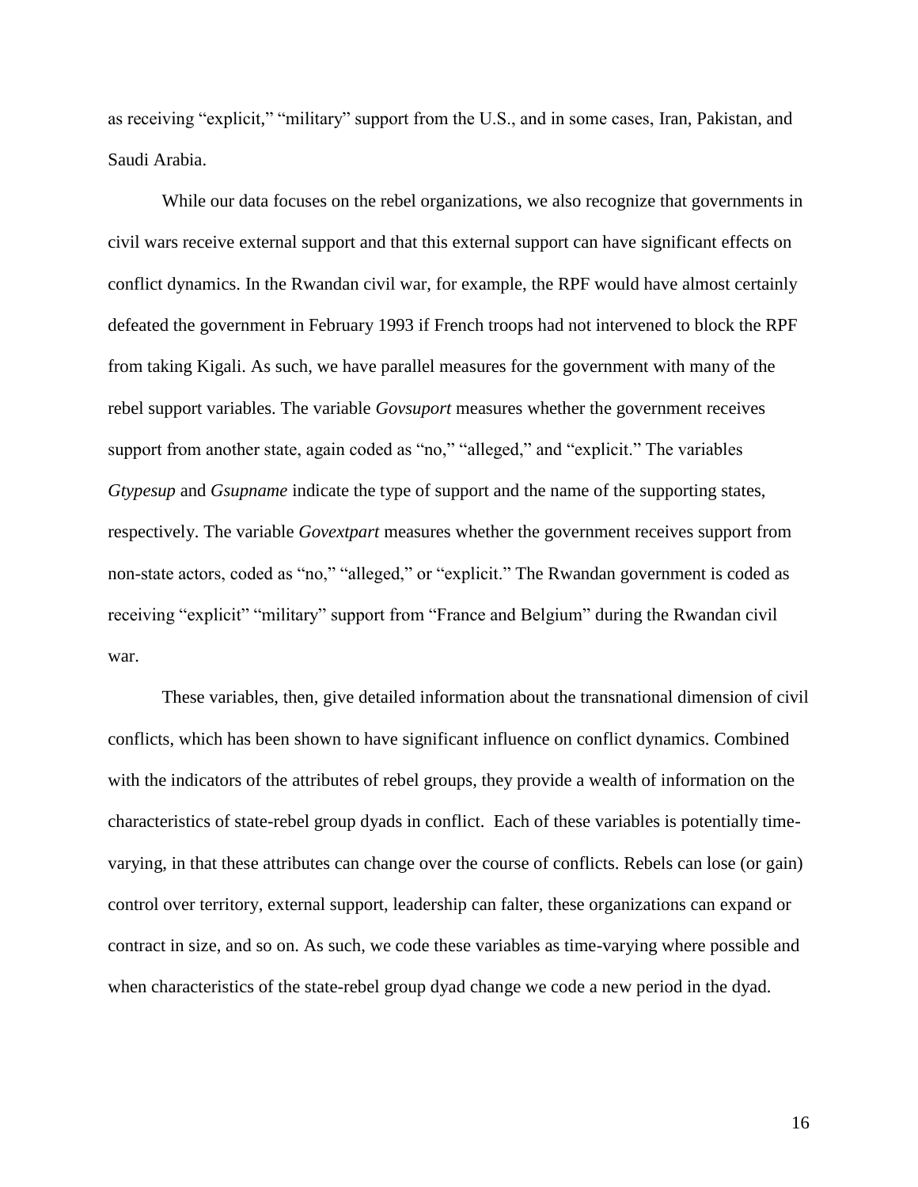as receiving "explicit," "military" support from the U.S., and in some cases, Iran, Pakistan, and Saudi Arabia.

While our data focuses on the rebel organizations, we also recognize that governments in civil wars receive external support and that this external support can have significant effects on conflict dynamics. In the Rwandan civil war, for example, the RPF would have almost certainly defeated the government in February 1993 if French troops had not intervened to block the RPF from taking Kigali. As such, we have parallel measures for the government with many of the rebel support variables. The variable *Govsuport* measures whether the government receives support from another state, again coded as "no," "alleged," and "explicit." The variables *Gtypesup* and *Gsupname* indicate the type of support and the name of the supporting states, respectively. The variable *Govextpart* measures whether the government receives support from non-state actors, coded as "no," "alleged," or "explicit." The Rwandan government is coded as receiving "explicit" "military" support from "France and Belgium" during the Rwandan civil war.

These variables, then, give detailed information about the transnational dimension of civil conflicts, which has been shown to have significant influence on conflict dynamics. Combined with the indicators of the attributes of rebel groups, they provide a wealth of information on the characteristics of state-rebel group dyads in conflict. Each of these variables is potentially time-varying, in that these attributes can change over the course of conflicts. Rebels can lose (or gain) control over territory, external support, leadership can falter, these organizations can expand or contract in size, and so on. As such, we code these variables as time-varying where possible and when characteristics of the state-rebel group dyad change we code a new period in the dyad.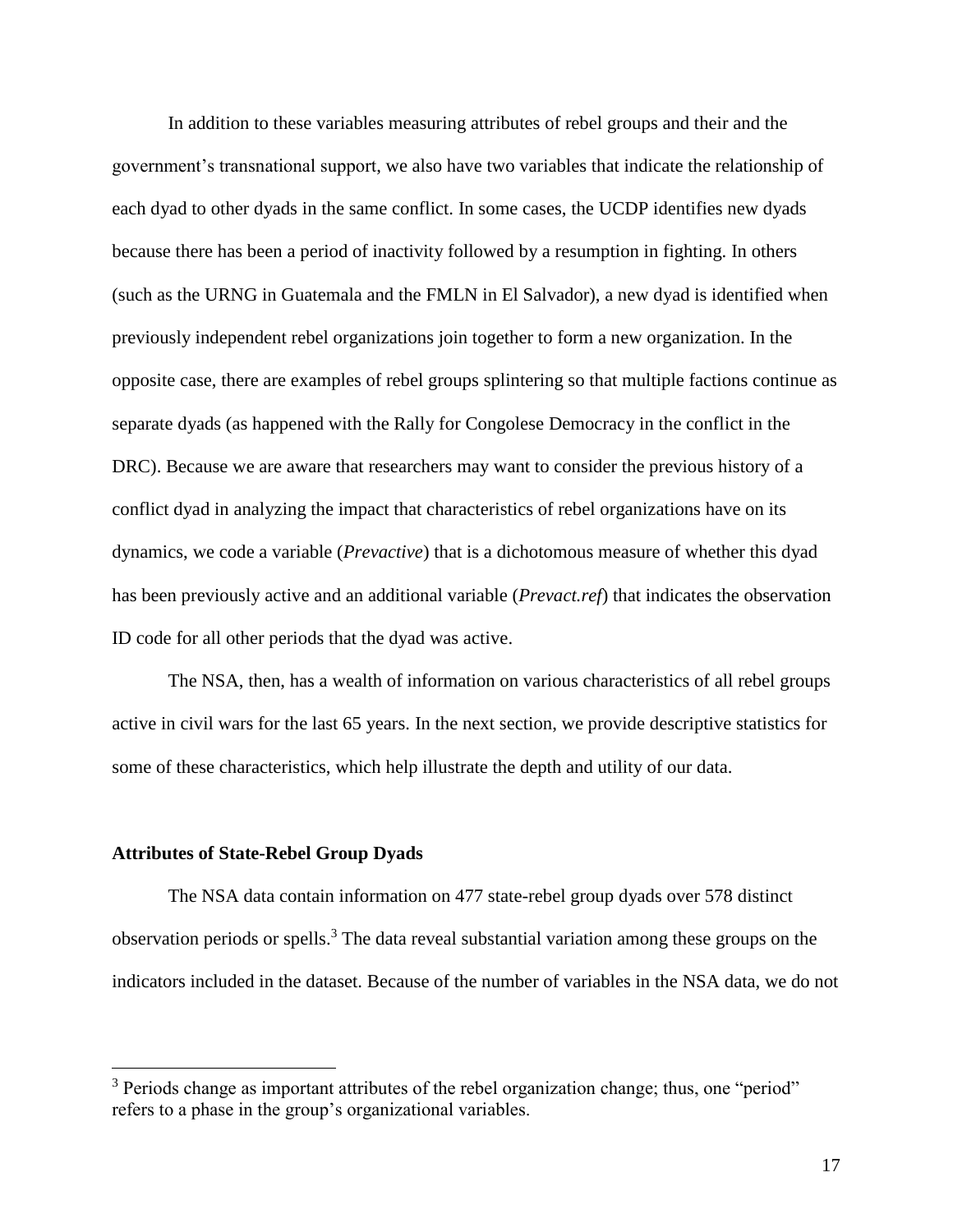In addition to these variables measuring attributes of rebel groups and their and the government's transnational support, we also have two variables that indicate the relationship of each dyad to other dyads in the same conflict. In some cases, the UCDP identifies new dyads because there has been a period of inactivity followed by a resumption in fighting. In others (such as the URNG in Guatemala and the FMLN in El Salvador), a new dyad is identified when previously independent rebel organizations join together to form a new organization. In the opposite case, there are examples of rebel groups splintering so that multiple factions continue as separate dyads (as happened with the Rally for Congolese Democracy in the conflict in the DRC). Because we are aware that researchers may want to consider the previous history of a conflict dyad in analyzing the impact that characteristics of rebel organizations have on its dynamics, we code a variable (*Prevactive*) that is a dichotomous measure of whether this dyad has been previously active and an additional variable (*Prevact.ref*) that indicates the observation ID code for all other periods that the dyad was active.

The NSA, then, has a wealth of information on various characteristics of all rebel groups active in civil wars for the last 65 years. In the next section, we provide descriptive statistics for some of these characteristics, which help illustrate the depth and utility of our data.

**Attributes of State-Rebel Group Dyads**

The NSA data contain information on 477 state-rebel group dyads over 578 distinct observation periods or spells.[3] The data reveal substantial variation among these groups on the indicators included in the dataset. Because of the number of variables in the NSA data, we do not

[3] Periods change as important attributes of the rebel organization change; thus, one "period" refers to a phase in the group's organizational variables.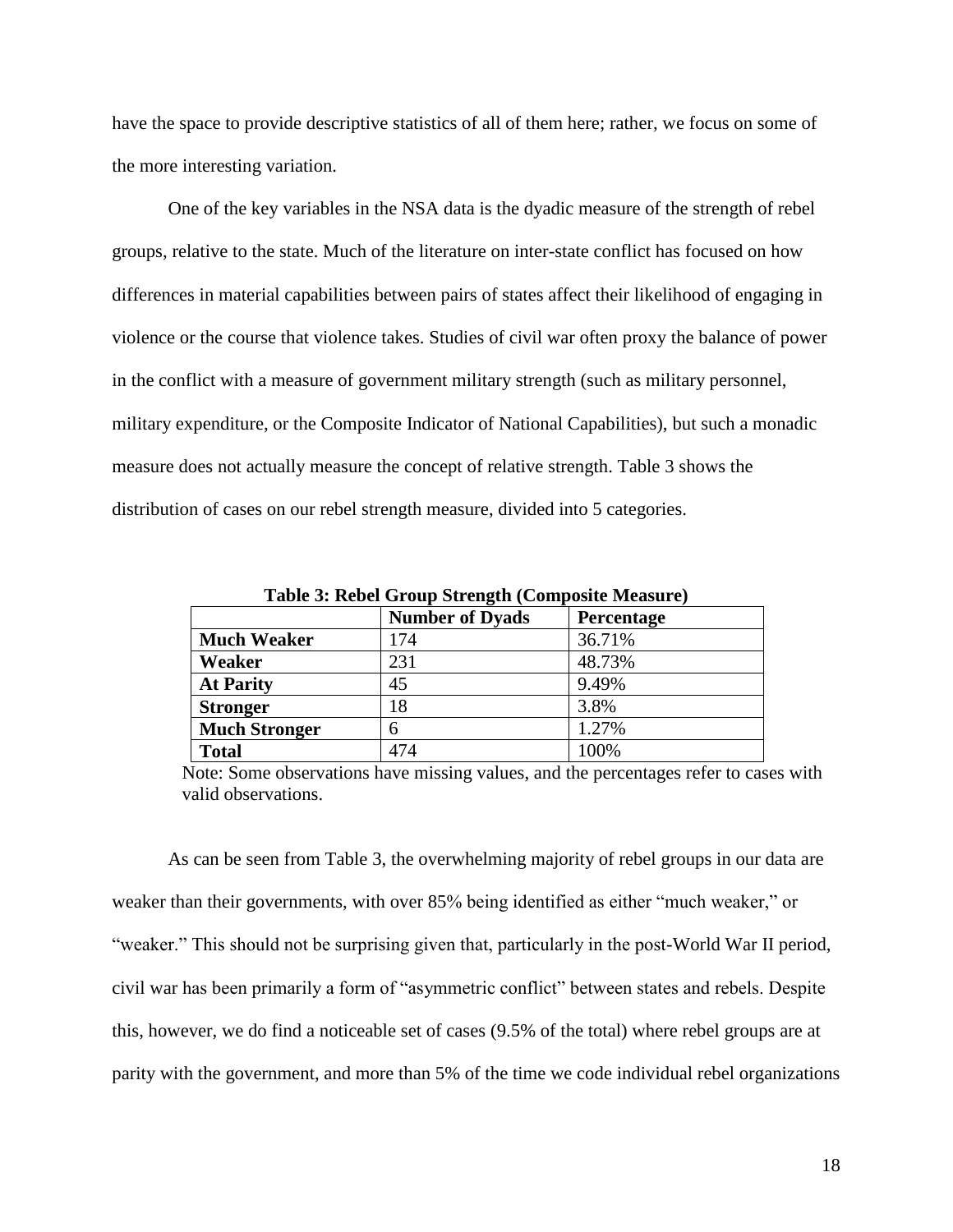have the space to provide descriptive statistics of all of them here; rather, we focus on some of the more interesting variation.

One of the key variables in the NSA data is the dyadic measure of the strength of rebel groups, relative to the state. Much of the literature on inter-state conflict has focused on how differences in material capabilities between pairs of states affect their likelihood of engaging in violence or the course that violence takes. Studies of civil war often proxy the balance of power in the conflict with a measure of government military strength (such as military personnel, military expenditure, or the Composite Indicator of National Capabilities), but such a monadic measure does not actually measure the concept of relative strength. Table 3 shows the distribution of cases on our rebel strength measure, divided into 5 categories.

**Table 3: Rebel Group Strength (Composite Measure)**

| | Number of Dyads | Percentage |
|---|---|---|
| **Much Weaker** | 174 | 36.71% |
| **Weaker** | 231 | 48.73% |
| **At Parity** | 45 | 9.49% |
| **Stronger** | 18 | 3.8% |
| **Much Stronger** | 6 | 1.27% |
| **Total** | 474 | 100% |

Note: Some observations have missing values, and the percentages refer to cases with valid observations.

As can be seen from Table 3, the overwhelming majority of rebel groups in our data are weaker than their governments, with over 85% being identified as either "much weaker," or "weaker." This should not be surprising given that, particularly in the post-World War II period, civil war has been primarily a form of "asymmetric conflict" between states and rebels. Despite this, however, we do find a noticeable set of cases (9.5% of the total) where rebel groups are at parity with the government, and more than 5% of the time we code individual rebel organizations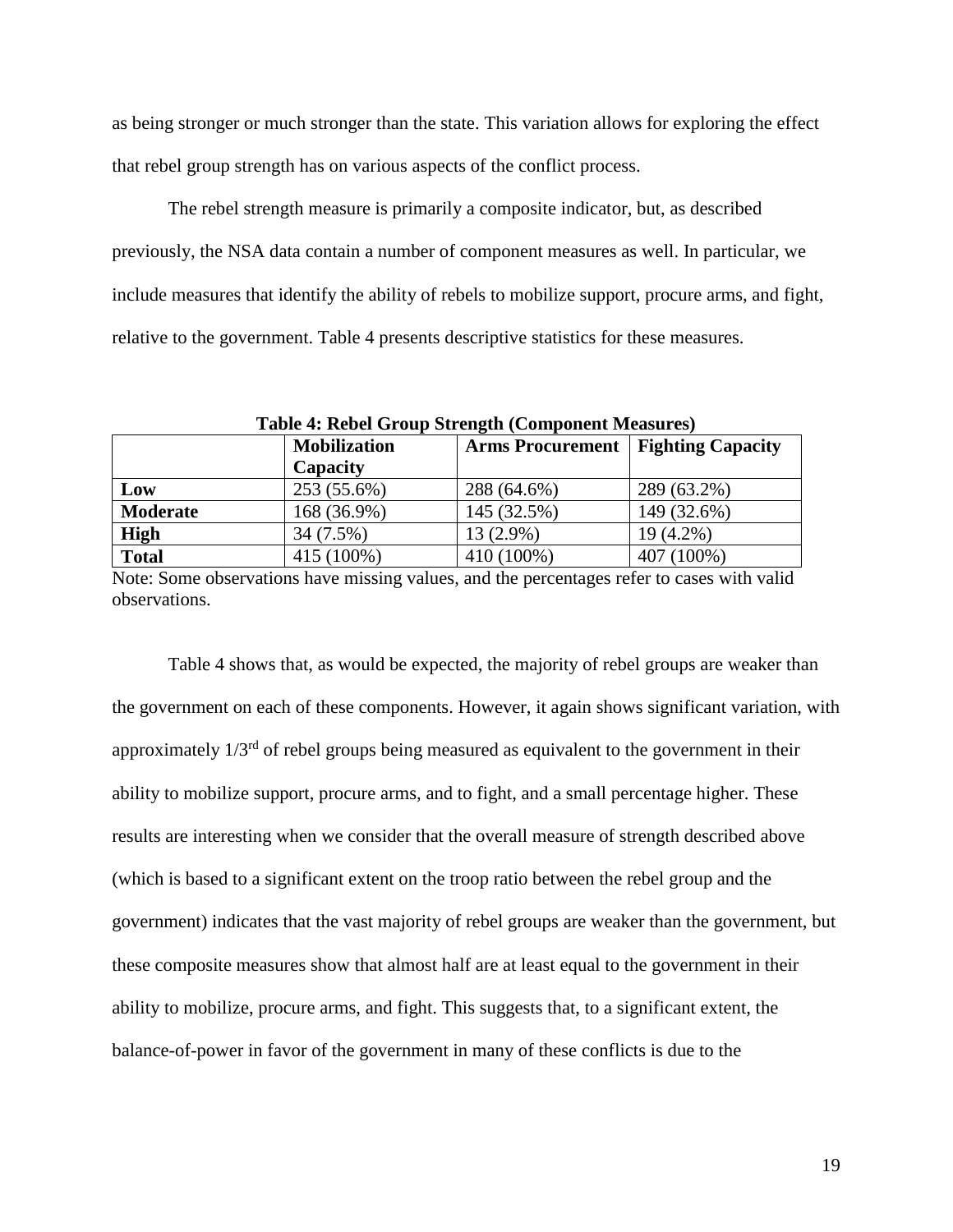as being stronger or much stronger than the state. This variation allows for exploring the effect that rebel group strength has on various aspects of the conflict process.

The rebel strength measure is primarily a composite indicator, but, as described previously, the NSA data contain a number of component measures as well. In particular, we include measures that identify the ability of rebels to mobilize support, procure arms, and fight, relative to the government. Table 4 presents descriptive statistics for these measures.

**Table 4: Rebel Group Strength (Component Measures)**

| | **Mobilization Capacity** | **Arms Procurement** | **Fighting Capacity** |
|---|---|---|---|
| **Low** | 253 (55.6%) | 288 (64.6%) | 289 (63.2%) |
| **Moderate** | 168 (36.9%) | 145 (32.5%) | 149 (32.6%) |
| **High** | 34 (7.5%) | 13 (2.9%) | 19 (4.2%) |
| **Total** | 415 (100%) | 410 (100%) | 407 (100%) |

Note: Some observations have missing values, and the percentages refer to cases with valid observations.

Table 4 shows that, as would be expected, the majority of rebel groups are weaker than the government on each of these components. However, it again shows significant variation, with approximately 1/3rd of rebel groups being measured as equivalent to the government in their ability to mobilize support, procure arms, and to fight, and a small percentage higher. These results are interesting when we consider that the overall measure of strength described above (which is based to a significant extent on the troop ratio between the rebel group and the government) indicates that the vast majority of rebel groups are weaker than the government, but these composite measures show that almost half are at least equal to the government in their ability to mobilize, procure arms, and fight. This suggests that, to a significant extent, the balance-of-power in favor of the government in many of these conflicts is due to the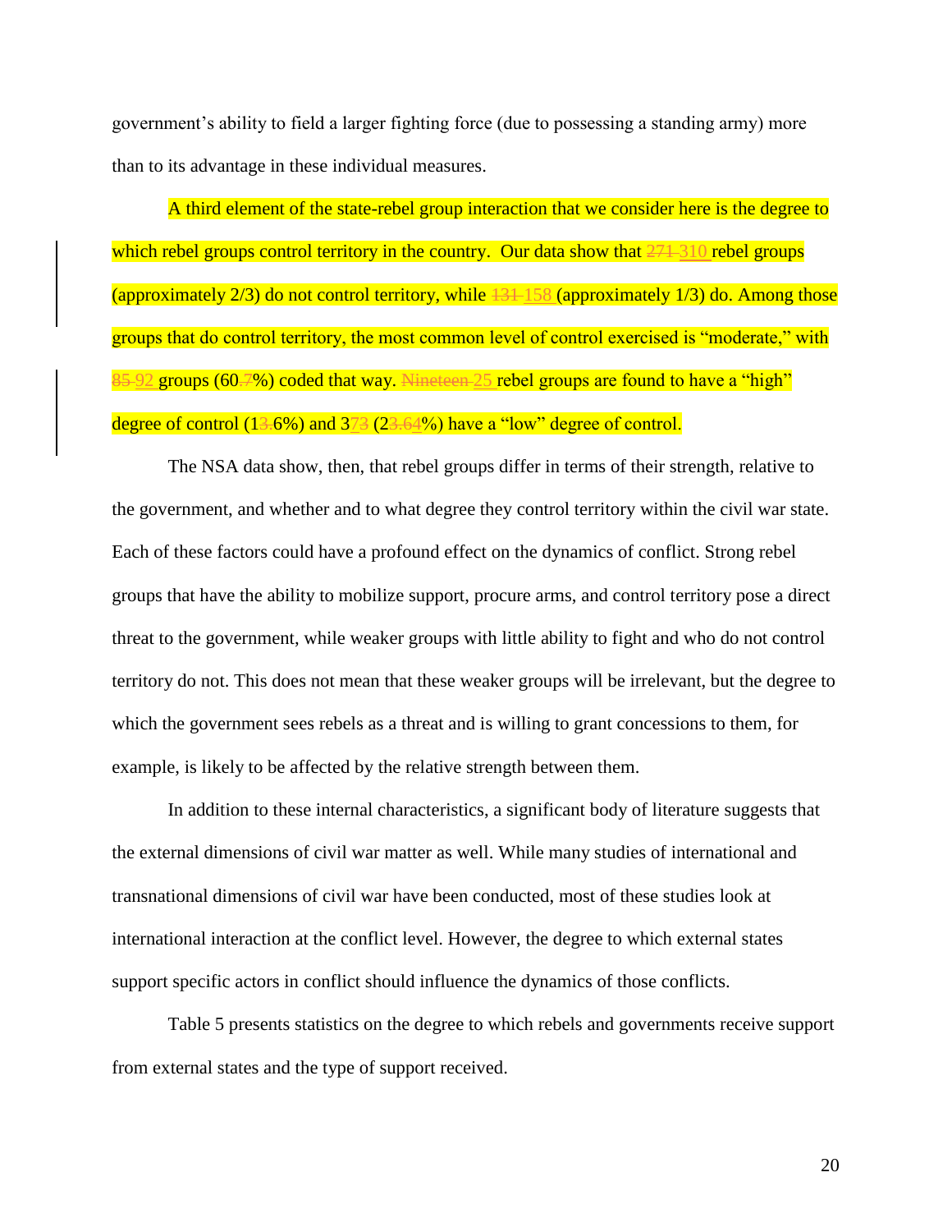government's ability to field a larger fighting force (due to possessing a standing army) more than to its advantage in these individual measures.

A third element of the state-rebel group interaction that we consider here is the degree to which rebel groups control territory in the country. Our data show that ~~271~~ 310 rebel groups (approximately 2/3) do not control territory, while ~~131~~ 158 (approximately 1/3) do. Among those groups that do control territory, the most common level of control exercised is "moderate," with ~~85~~ 92 groups (60~~.7~~%) coded that way. ~~Nineteen~~ 25 rebel groups are found to have a "high" degree of control (1~~3.~~6%) and 3~~7~~3 (2~~3.6~~4%) have a "low" degree of control.

The NSA data show, then, that rebel groups differ in terms of their strength, relative to the government, and whether and to what degree they control territory within the civil war state. Each of these factors could have a profound effect on the dynamics of conflict. Strong rebel groups that have the ability to mobilize support, procure arms, and control territory pose a direct threat to the government, while weaker groups with little ability to fight and who do not control territory do not. This does not mean that these weaker groups will be irrelevant, but the degree to which the government sees rebels as a threat and is willing to grant concessions to them, for example, is likely to be affected by the relative strength between them.

In addition to these internal characteristics, a significant body of literature suggests that the external dimensions of civil war matter as well. While many studies of international and transnational dimensions of civil war have been conducted, most of these studies look at international interaction at the conflict level. However, the degree to which external states support specific actors in conflict should influence the dynamics of those conflicts.

Table 5 presents statistics on the degree to which rebels and governments receive support from external states and the type of support received.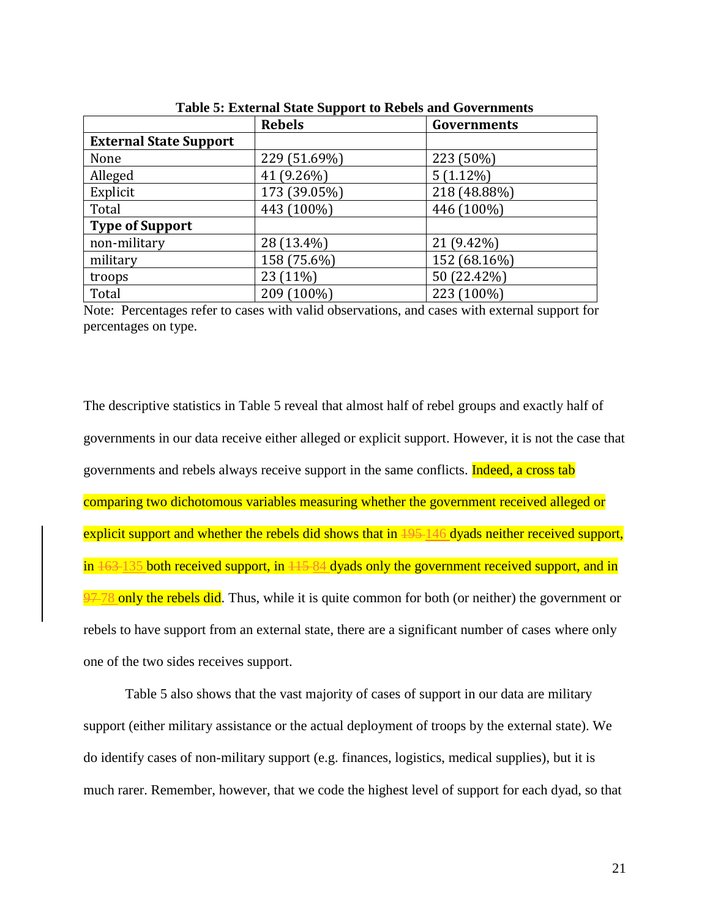**Table 5: External State Support to Rebels and Governments**

| | Rebels | Governments |
|---|---|---|
| **External State Support** | | |
| None | 229 (51.69%) | 223 (50%) |
| Alleged | 41 (9.26%) | 5 (1.12%) |
| Explicit | 173 (39.05%) | 218 (48.88%) |
| Total | 443 (100%) | 446 (100%) |
| **Type of Support** | | |
| non-military | 28 (13.4%) | 21 (9.42%) |
| military | 158 (75.6%) | 152 (68.16%) |
| troops | 23 (11%) | 50 (22.42%) |
| Total | 209 (100%) | 223 (100%) |

Note: Percentages refer to cases with valid observations, and cases with external support for percentages on type.

The descriptive statistics in Table 5 reveal that almost half of rebel groups and exactly half of governments in our data receive either alleged or explicit support. However, it is not the case that governments and rebels always receive support in the same conflicts. Indeed, a cross tab comparing two dichotomous variables measuring whether the government received alleged or explicit support and whether the rebels did shows that in ~~195~~ 146 dyads neither received support, in ~~163~~ 135 both received support, in ~~115~~ 84 dyads only the government received support, and in ~~97~~ 78 only the rebels did. Thus, while it is quite common for both (or neither) the government or rebels to have support from an external state, there are a significant number of cases where only one of the two sides receives support.

Table 5 also shows that the vast majority of cases of support in our data are military support (either military assistance or the actual deployment of troops by the external state). We do identify cases of non-military support (e.g. finances, logistics, medical supplies), but it is much rarer. Remember, however, that we code the highest level of support for each dyad, so that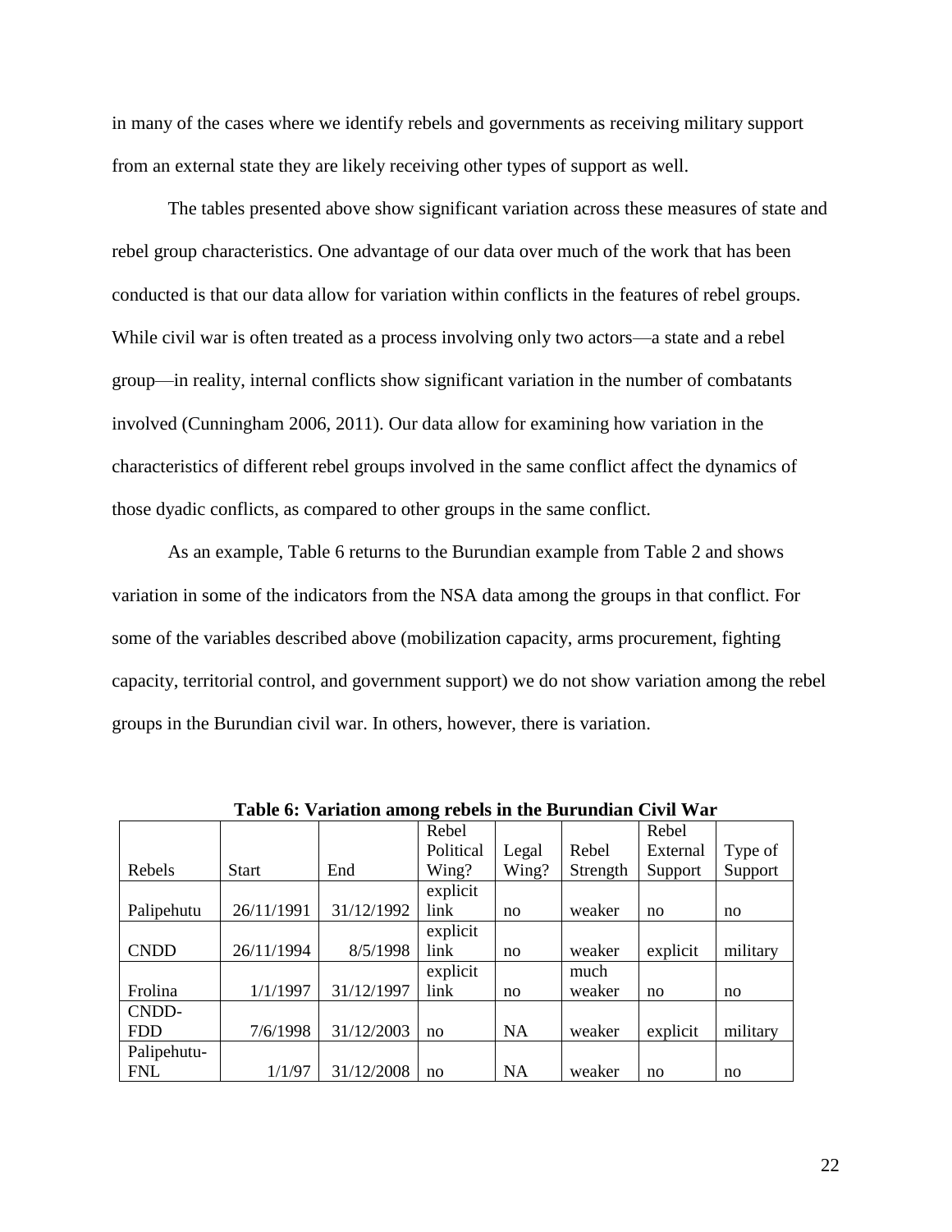in many of the cases where we identify rebels and governments as receiving military support from an external state they are likely receiving other types of support as well.

The tables presented above show significant variation across these measures of state and rebel group characteristics. One advantage of our data over much of the work that has been conducted is that our data allow for variation within conflicts in the features of rebel groups. While civil war is often treated as a process involving only two actors—a state and a rebel group—in reality, internal conflicts show significant variation in the number of combatants involved (Cunningham 2006, 2011). Our data allow for examining how variation in the characteristics of different rebel groups involved in the same conflict affect the dynamics of those dyadic conflicts, as compared to other groups in the same conflict.

As an example, Table 6 returns to the Burundian example from Table 2 and shows variation in some of the indicators from the NSA data among the groups in that conflict. For some of the variables described above (mobilization capacity, arms procurement, fighting capacity, territorial control, and government support) we do not show variation among the rebel groups in the Burundian civil war. In others, however, there is variation.

**Table 6: Variation among rebels in the Burundian Civil War**

| Rebels | Start | End | Rebel Political Wing? | Legal Wing? | Rebel Strength | Rebel External Support | Type of Support |
|---|---|---|---|---|---|---|---|
| Palipehutu | 26/11/1991 | 31/12/1992 | explicit link | no | weaker | no | no |
| CNDD | 26/11/1994 | 8/5/1998 | explicit link | no | weaker | explicit | military |
| Frolina | 1/1/1997 | 31/12/1997 | explicit link | no | much weaker | no | no |
| CNDD-FDD | 7/6/1998 | 31/12/2003 | no | NA | weaker | explicit | military |
| Palipehutu-FNL | 1/1/97 | 31/12/2008 | no | NA | weaker | no | no |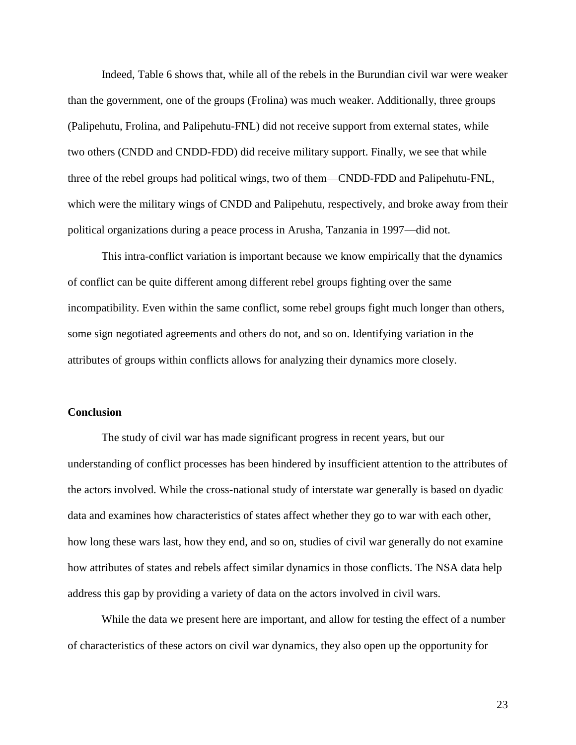Indeed, Table 6 shows that, while all of the rebels in the Burundian civil war were weaker than the government, one of the groups (Frolina) was much weaker. Additionally, three groups (Palipehutu, Frolina, and Palipehutu-FNL) did not receive support from external states, while two others (CNDD and CNDD-FDD) did receive military support. Finally, we see that while three of the rebel groups had political wings, two of them—CNDD-FDD and Palipehutu-FNL, which were the military wings of CNDD and Palipehutu, respectively, and broke away from their political organizations during a peace process in Arusha, Tanzania in 1997—did not.

This intra-conflict variation is important because we know empirically that the dynamics of conflict can be quite different among different rebel groups fighting over the same incompatibility. Even within the same conflict, some rebel groups fight much longer than others, some sign negotiated agreements and others do not, and so on. Identifying variation in the attributes of groups within conflicts allows for analyzing their dynamics more closely.

## Conclusion

The study of civil war has made significant progress in recent years, but our understanding of conflict processes has been hindered by insufficient attention to the attributes of the actors involved. While the cross-national study of interstate war generally is based on dyadic data and examines how characteristics of states affect whether they go to war with each other, how long these wars last, how they end, and so on, studies of civil war generally do not examine how attributes of states and rebels affect similar dynamics in those conflicts. The NSA data help address this gap by providing a variety of data on the actors involved in civil wars.

While the data we present here are important, and allow for testing the effect of a number of characteristics of these actors on civil war dynamics, they also open up the opportunity for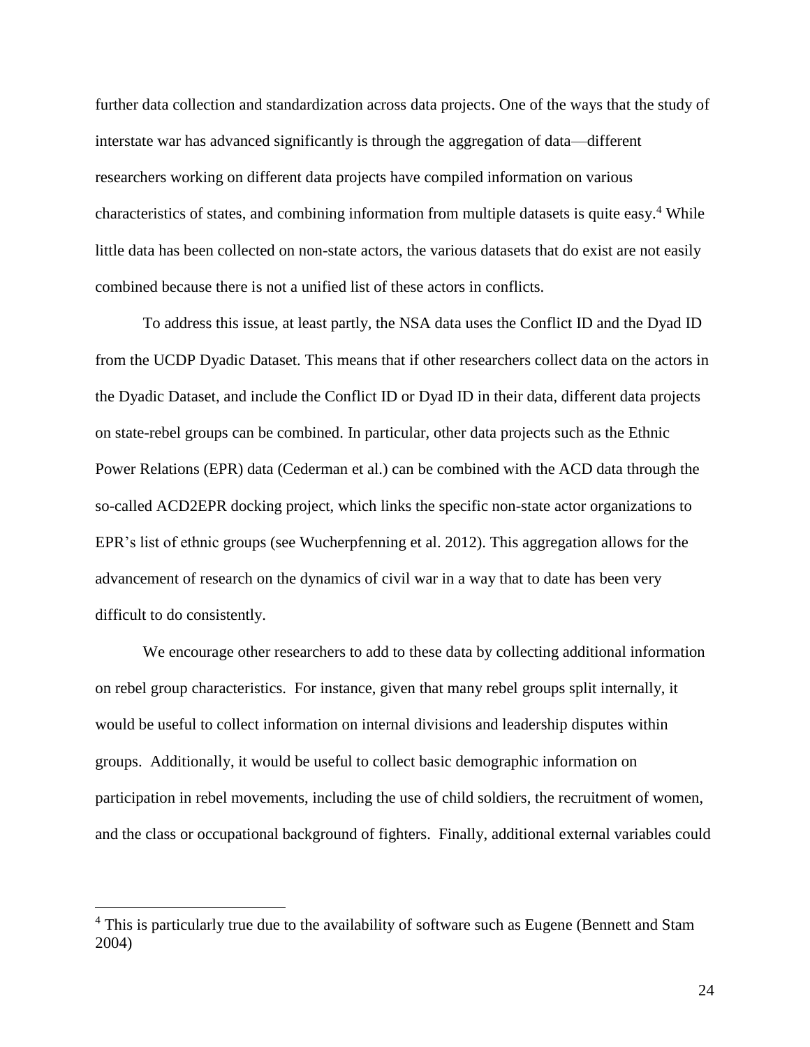further data collection and standardization across data projects. One of the ways that the study of interstate war has advanced significantly is through the aggregation of data—different researchers working on different data projects have compiled information on various characteristics of states, and combining information from multiple datasets is quite easy.[4] While little data has been collected on non-state actors, the various datasets that do exist are not easily combined because there is not a unified list of these actors in conflicts.

To address this issue, at least partly, the NSA data uses the Conflict ID and the Dyad ID from the UCDP Dyadic Dataset. This means that if other researchers collect data on the actors in the Dyadic Dataset, and include the Conflict ID or Dyad ID in their data, different data projects on state-rebel groups can be combined. In particular, other data projects such as the Ethnic Power Relations (EPR) data (Cederman et al.) can be combined with the ACD data through the so-called ACD2EPR docking project, which links the specific non-state actor organizations to EPR's list of ethnic groups (see Wucherpfenning et al. 2012). This aggregation allows for the advancement of research on the dynamics of civil war in a way that to date has been very difficult to do consistently.

We encourage other researchers to add to these data by collecting additional information on rebel group characteristics. For instance, given that many rebel groups split internally, it would be useful to collect information on internal divisions and leadership disputes within groups. Additionally, it would be useful to collect basic demographic information on participation in rebel movements, including the use of child soldiers, the recruitment of women, and the class or occupational background of fighters. Finally, additional external variables could

[4] This is particularly true due to the availability of software such as Eugene (Bennett and Stam 2004)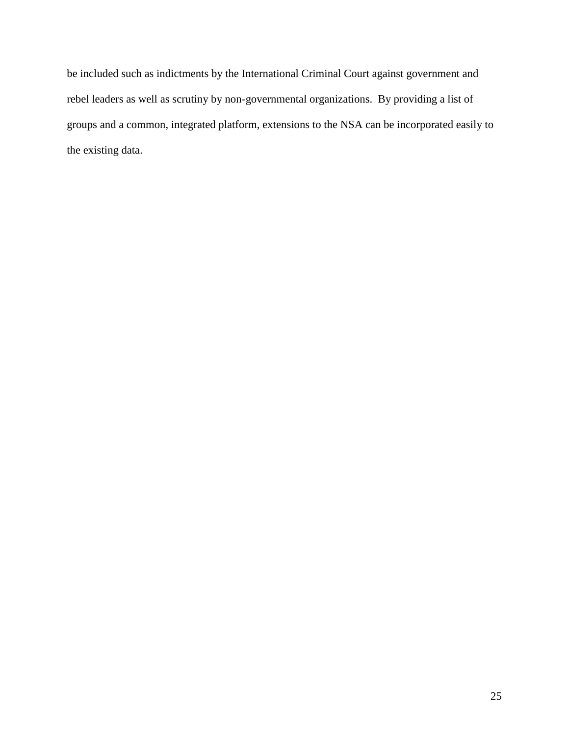be included such as indictments by the International Criminal Court against government and rebel leaders as well as scrutiny by non-governmental organizations. By providing a list of groups and a common, integrated platform, extensions to the NSA can be incorporated easily to the existing data.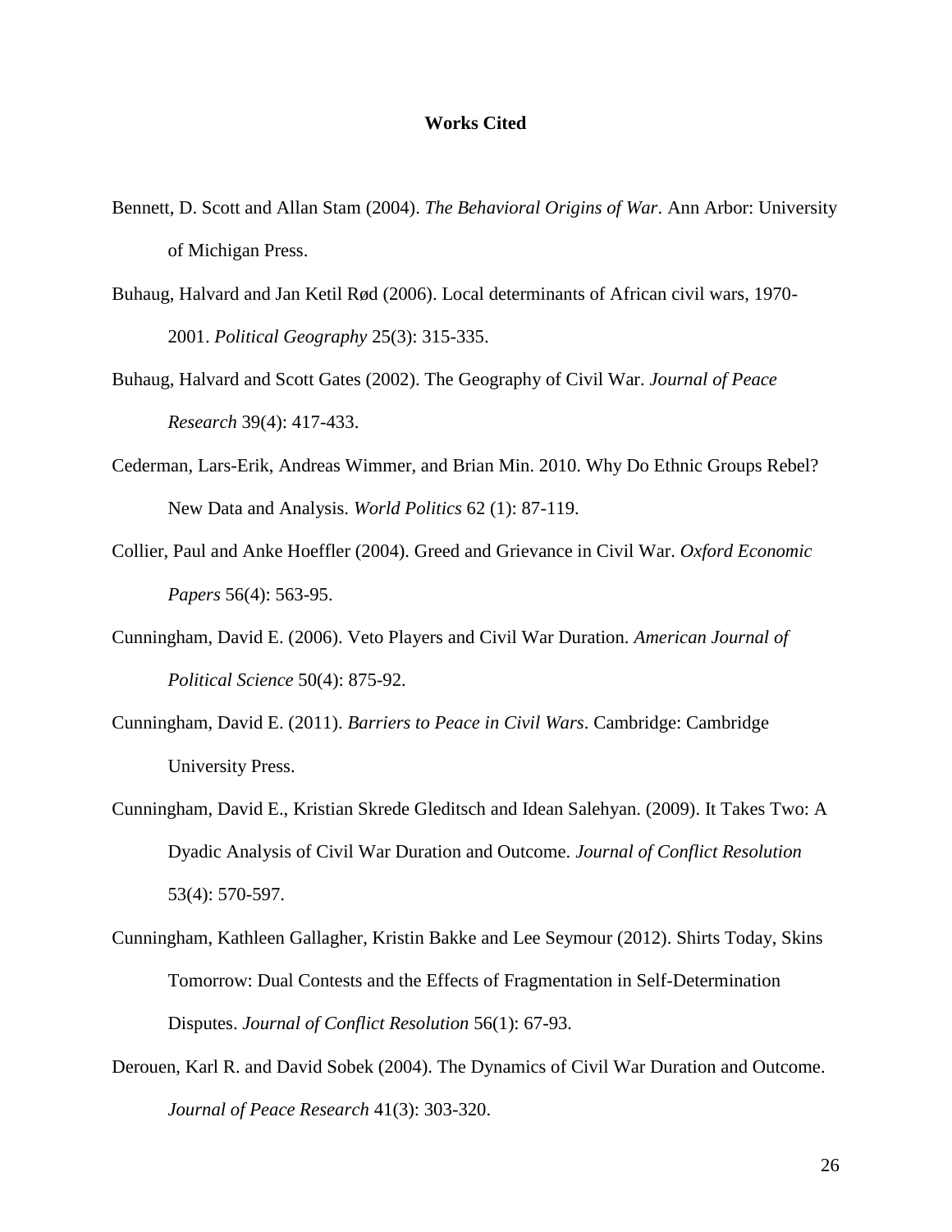**Works Cited**

Bennett, D. Scott and Allan Stam (2004). *The Behavioral Origins of War*. Ann Arbor: University of Michigan Press.

Buhaug, Halvard and Jan Ketil Rød (2006). Local determinants of African civil wars, 1970-2001. *Political Geography* 25(3): 315-335.

Buhaug, Halvard and Scott Gates (2002). The Geography of Civil War. *Journal of Peace Research* 39(4): 417-433.

Cederman, Lars-Erik, Andreas Wimmer, and Brian Min. 2010. Why Do Ethnic Groups Rebel? New Data and Analysis. *World Politics* 62 (1): 87-119.

Collier, Paul and Anke Hoeffler (2004). Greed and Grievance in Civil War. *Oxford Economic Papers* 56(4): 563-95.

Cunningham, David E. (2006). Veto Players and Civil War Duration. *American Journal of Political Science* 50(4): 875-92.

Cunningham, David E. (2011). *Barriers to Peace in Civil Wars*. Cambridge: Cambridge University Press.

Cunningham, David E., Kristian Skrede Gleditsch and Idean Salehyan. (2009). It Takes Two: A Dyadic Analysis of Civil War Duration and Outcome. *Journal of Conflict Resolution* 53(4): 570-597.

Cunningham, Kathleen Gallagher, Kristin Bakke and Lee Seymour (2012). Shirts Today, Skins Tomorrow: Dual Contests and the Effects of Fragmentation in Self-Determination Disputes. *Journal of Conflict Resolution* 56(1): 67-93.

Derouen, Karl R. and David Sobek (2004). The Dynamics of Civil War Duration and Outcome. *Journal of Peace Research* 41(3): 303-320.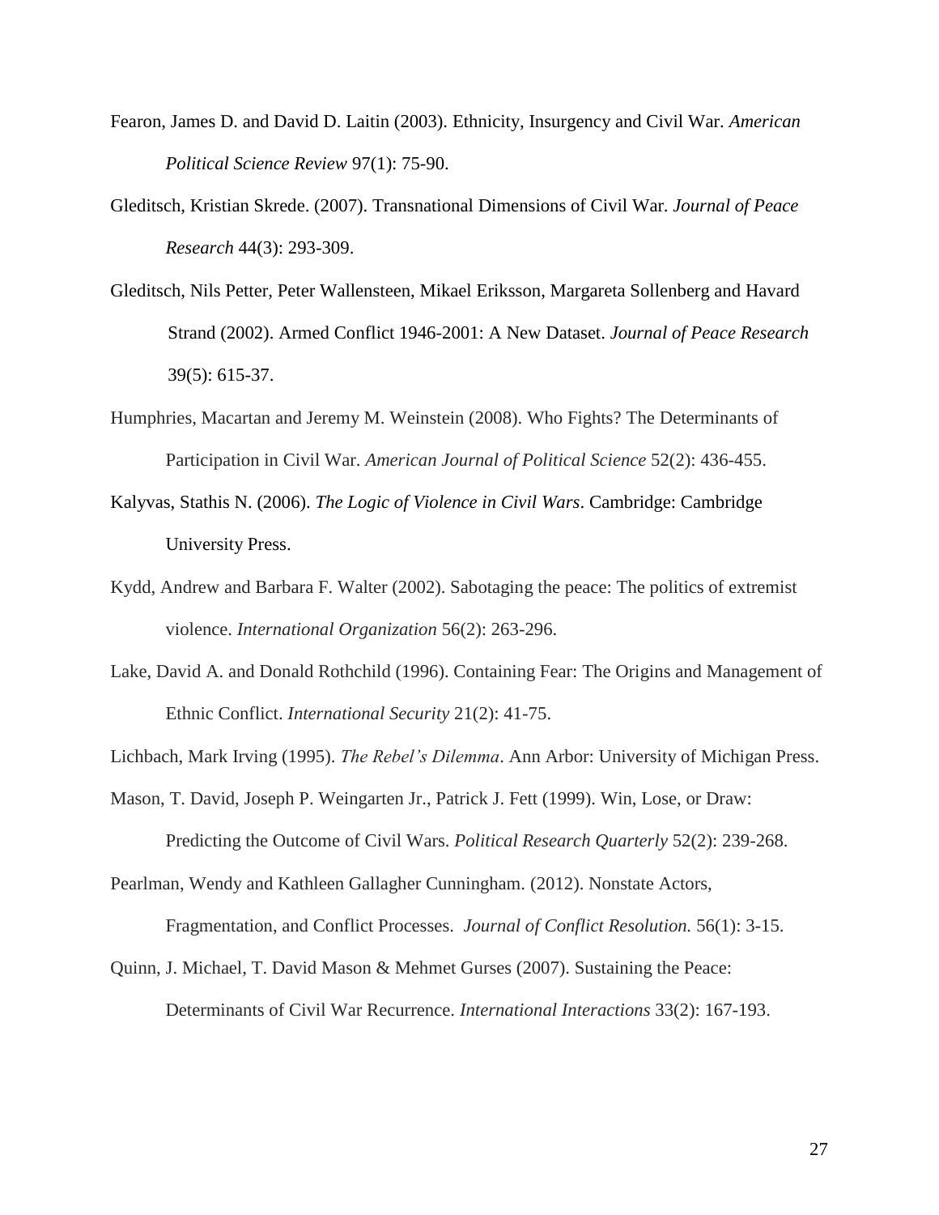Fearon, James D. and David D. Laitin (2003). Ethnicity, Insurgency and Civil War. *American Political Science Review* 97(1): 75-90.

Gleditsch, Kristian Skrede. (2007). Transnational Dimensions of Civil War. *Journal of Peace Research* 44(3): 293-309.

Gleditsch, Nils Petter, Peter Wallensteen, Mikael Eriksson, Margareta Sollenberg and Havard Strand (2002). Armed Conflict 1946-2001: A New Dataset. *Journal of Peace Research* 39(5): 615-37.

Humphries, Macartan and Jeremy M. Weinstein (2008). Who Fights? The Determinants of Participation in Civil War. *American Journal of Political Science* 52(2): 436-455.

Kalyvas, Stathis N. (2006). *The Logic of Violence in Civil Wars*. Cambridge: Cambridge University Press.

Kydd, Andrew and Barbara F. Walter (2002). Sabotaging the peace: The politics of extremist violence. *International Organization* 56(2): 263-296.

Lake, David A. and Donald Rothchild (1996). Containing Fear: The Origins and Management of Ethnic Conflict. *International Security* 21(2): 41-75.

Lichbach, Mark Irving (1995). *The Rebel's Dilemma*. Ann Arbor: University of Michigan Press.

Mason, T. David, Joseph P. Weingarten Jr., Patrick J. Fett (1999). Win, Lose, or Draw: Predicting the Outcome of Civil Wars. *Political Research Quarterly* 52(2): 239-268.

Pearlman, Wendy and Kathleen Gallagher Cunningham. (2012). Nonstate Actors, Fragmentation, and Conflict Processes. *Journal of Conflict Resolution.* 56(1): 3-15.

Quinn, J. Michael, T. David Mason & Mehmet Gurses (2007). Sustaining the Peace: Determinants of Civil War Recurrence. *International Interactions* 33(2): 167-193.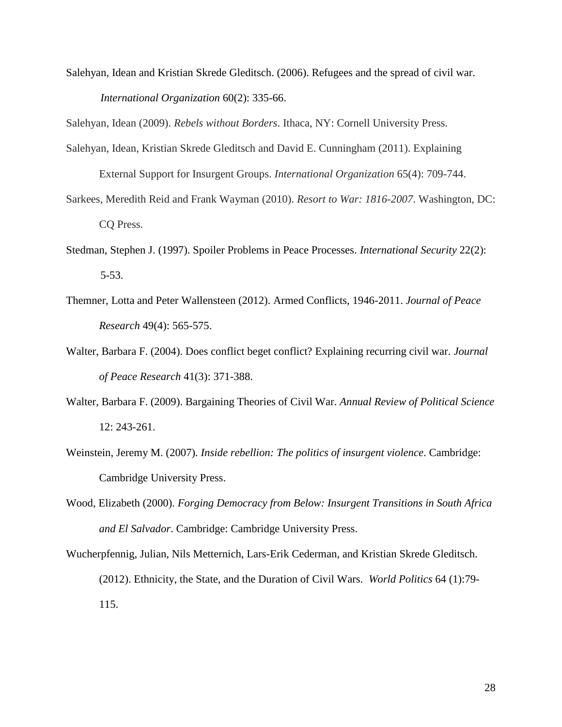Salehyan, Idean and Kristian Skrede Gleditsch. (2006). Refugees and the spread of civil war. *International Organization* 60(2): 335-66.

Salehyan, Idean (2009). *Rebels without Borders*. Ithaca, NY: Cornell University Press.

Salehyan, Idean, Kristian Skrede Gleditsch and David E. Cunningham (2011). Explaining External Support for Insurgent Groups. *International Organization* 65(4): 709-744.

Sarkees, Meredith Reid and Frank Wayman (2010). *Resort to War: 1816-2007*. Washington, DC: CQ Press.

Stedman, Stephen J. (1997). Spoiler Problems in Peace Processes. *International Security* 22(2): 5-53.

Themner, Lotta and Peter Wallensteen (2012). Armed Conflicts, 1946-2011. *Journal of Peace Research* 49(4): 565-575.

Walter, Barbara F. (2004). Does conflict beget conflict? Explaining recurring civil war. *Journal of Peace Research* 41(3): 371-388.

Walter, Barbara F. (2009). Bargaining Theories of Civil War. *Annual Review of Political Science* 12: 243-261.

Weinstein, Jeremy M. (2007). *Inside rebellion: The politics of insurgent violence*. Cambridge: Cambridge University Press.

Wood, Elizabeth (2000). *Forging Democracy from Below: Insurgent Transitions in South Africa and El Salvador*. Cambridge: Cambridge University Press.

Wucherpfennig, Julian, Nils Metternich, Lars-Erik Cederman, and Kristian Skrede Gleditsch. (2012). Ethnicity, the State, and the Duration of Civil Wars. *World Politics* 64 (1):79-115.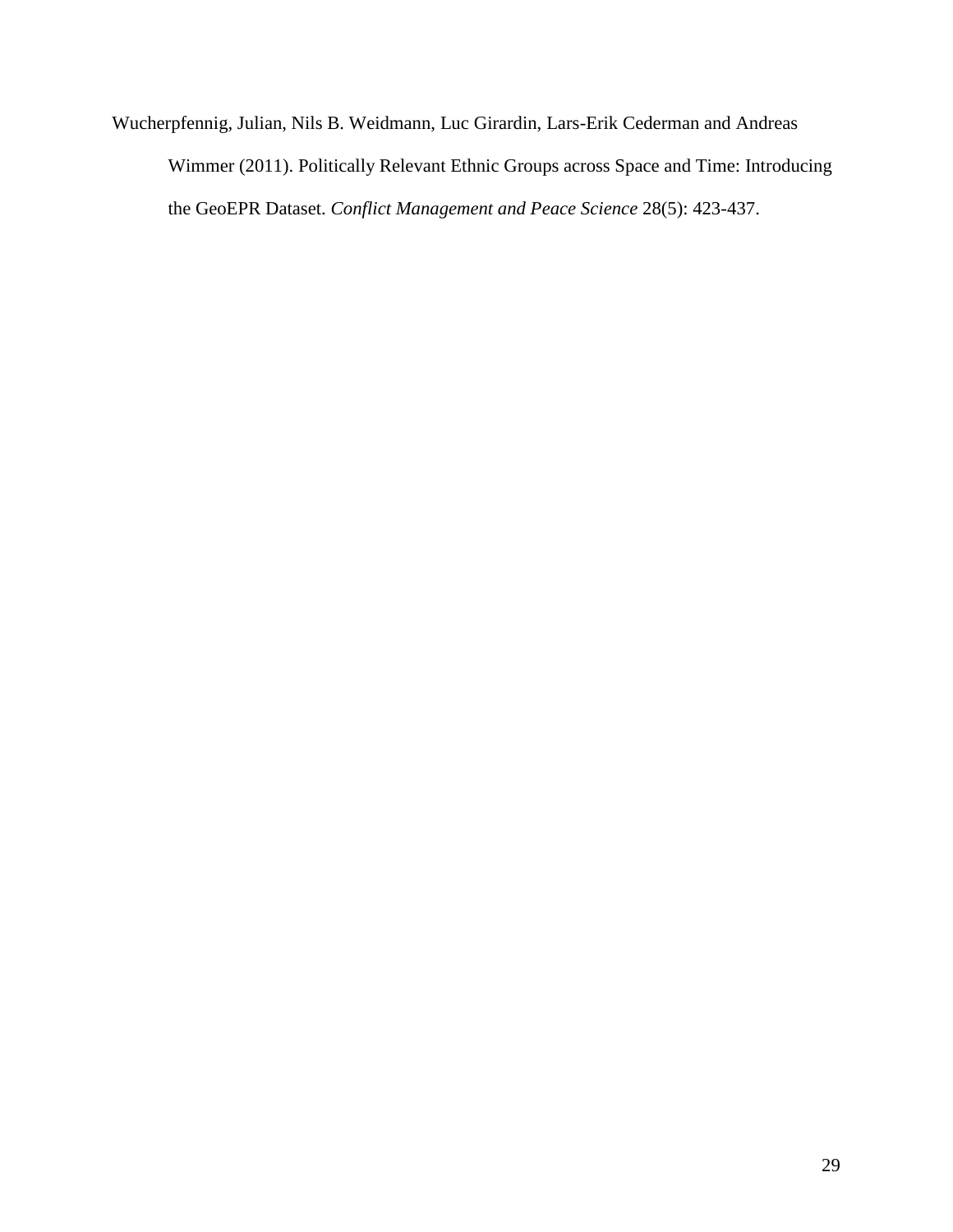Wucherpfennig, Julian, Nils B. Weidmann, Luc Girardin, Lars-Erik Cederman and Andreas Wimmer (2011). Politically Relevant Ethnic Groups across Space and Time: Introducing the GeoEPR Dataset. *Conflict Management and Peace Science* 28(5): 423-437.